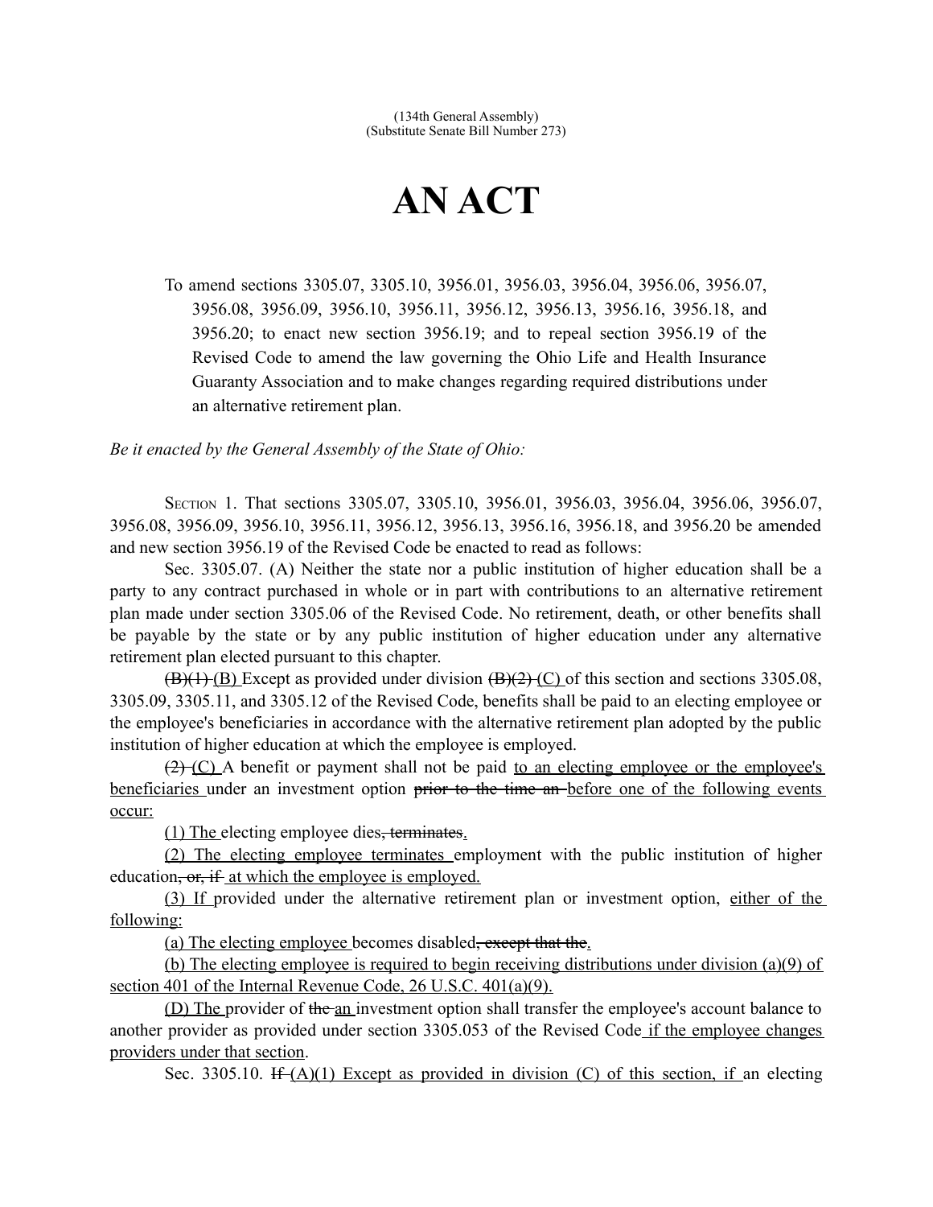(134th General Assembly)
(Substitute Senate Bill Number 273)

# AN ACT

To amend sections 3305.07, 3305.10, 3956.01, 3956.03, 3956.04, 3956.06, 3956.07, 3956.08, 3956.09, 3956.10, 3956.11, 3956.12, 3956.13, 3956.16, 3956.18, and 3956.20; to enact new section 3956.19; and to repeal section 3956.19 of the Revised Code to amend the law governing the Ohio Life and Health Insurance Guaranty Association and to make changes regarding required distributions under an alternative retirement plan.

*Be it enacted by the General Assembly of the State of Ohio:*

SECTION 1. That sections 3305.07, 3305.10, 3956.01, 3956.03, 3956.04, 3956.06, 3956.07, 3956.08, 3956.09, 3956.10, 3956.11, 3956.12, 3956.13, 3956.16, 3956.18, and 3956.20 be amended and new section 3956.19 of the Revised Code be enacted to read as follows:

Sec. 3305.07. (A) Neither the state nor a public institution of higher education shall be a party to any contract purchased in whole or in part with contributions to an alternative retirement plan made under section 3305.06 of the Revised Code. No retirement, death, or other benefits shall be payable by the state or by any public institution of higher education under any alternative retirement plan elected pursuant to this chapter.

~~(B)(1)~~ <u>(B)</u> Except as provided under division ~~(B)(2)~~ <u>(C)</u> of this section and sections 3305.08, 3305.09, 3305.11, and 3305.12 of the Revised Code, benefits shall be paid to an electing employee or the employee's beneficiaries in accordance with the alternative retirement plan adopted by the public institution of higher education at which the employee is employed.

~~(2)~~ <u>(C)</u> A benefit or payment shall not be paid <u>to an electing employee or the employee's beneficiaries</u> under an investment option ~~prior to the time an~~ <u>before one of the following events occur:</u>

<u>(1) The</u> electing employee dies~~, terminates~~<u>.</u>

<u>(2) The electing employee terminates</u> employment with the public institution of higher education~~, or, if~~ <u>at which the employee is employed.</u>

<u>(3) If</u> provided under the alternative retirement plan or investment option, <u>either of the following:</u>

<u>(a) The electing employee</u> becomes disabled~~, except that the~~<u>.</u>

<u>(b) The electing employee is required to begin receiving distributions under division (a)(9) of section 401 of the Internal Revenue Code, 26 U.S.C. 401(a)(9).</u>

<u>(D) The</u> provider of ~~the~~ <u>an</u> investment option shall transfer the employee's account balance to another provider as provided under section 3305.053 of the Revised Code<u> if the employee changes providers under that section</u>.

Sec. 3305.10. ~~If~~ <u>(A)(1) Except as provided in division (C) of this section, if</u> an electing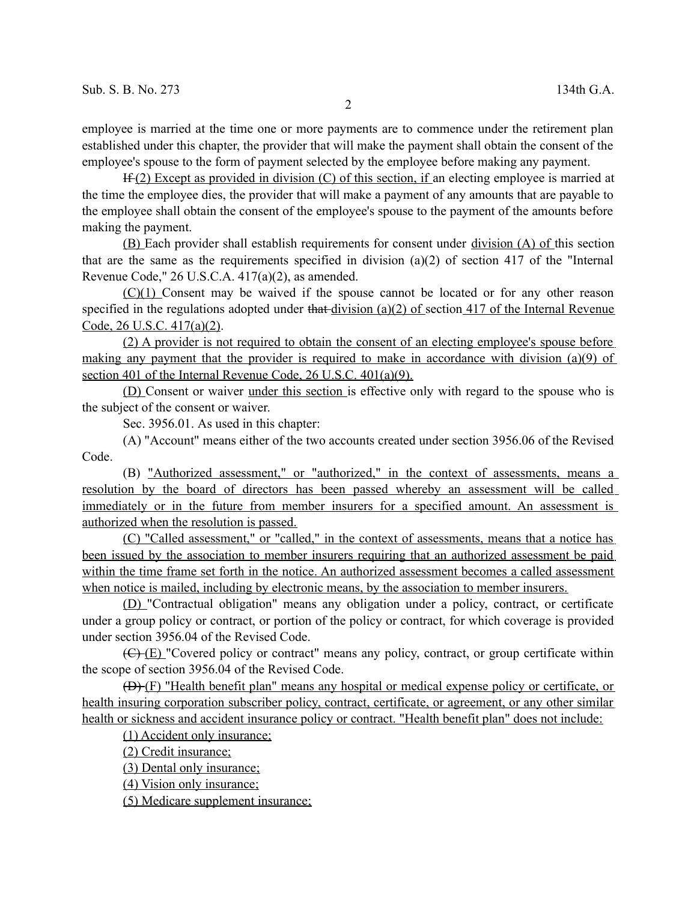employee is married at the time one or more payments are to commence under the retirement plan established under this chapter, the provider that will make the payment shall obtain the consent of the employee's spouse to the form of payment selected by the employee before making any payment.

~~If~~ (2) Except as provided in division (C) of this section, if an electing employee is married at the time the employee dies, the provider that will make a payment of any amounts that are payable to the employee shall obtain the consent of the employee's spouse to the payment of the amounts before making the payment.

(B) Each provider shall establish requirements for consent under division (A) of this section that are the same as the requirements specified in division (a)(2) of section 417 of the "Internal Revenue Code," 26 U.S.C.A. 417(a)(2), as amended.

(C)(1) Consent may be waived if the spouse cannot be located or for any other reason specified in the regulations adopted under ~~that~~ division (a)(2) of section 417 of the Internal Revenue Code, 26 U.S.C. 417(a)(2).

(2) A provider is not required to obtain the consent of an electing employee's spouse before making any payment that the provider is required to make in accordance with division (a)(9) of section 401 of the Internal Revenue Code, 26 U.S.C. 401(a)(9).

(D) Consent or waiver under this section is effective only with regard to the spouse who is the subject of the consent or waiver.

Sec. 3956.01. As used in this chapter:

(A) "Account" means either of the two accounts created under section 3956.06 of the Revised Code.

(B) "Authorized assessment," or "authorized," in the context of assessments, means a resolution by the board of directors has been passed whereby an assessment will be called immediately or in the future from member insurers for a specified amount. An assessment is authorized when the resolution is passed.

(C) "Called assessment," or "called," in the context of assessments, means that a notice has been issued by the association to member insurers requiring that an authorized assessment be paid within the time frame set forth in the notice. An authorized assessment becomes a called assessment when notice is mailed, including by electronic means, by the association to member insurers.

(D) "Contractual obligation" means any obligation under a policy, contract, or certificate under a group policy or contract, or portion of the policy or contract, for which coverage is provided under section 3956.04 of the Revised Code.

~~(C)~~ (E) "Covered policy or contract" means any policy, contract, or group certificate within the scope of section 3956.04 of the Revised Code.

~~(D)~~ (F) "Health benefit plan" means any hospital or medical expense policy or certificate, or health insuring corporation subscriber policy, contract, certificate, or agreement, or any other similar health or sickness and accident insurance policy or contract. "Health benefit plan" does not include:

(1) Accident only insurance;

(2) Credit insurance;

(3) Dental only insurance;

(4) Vision only insurance;

(5) Medicare supplement insurance;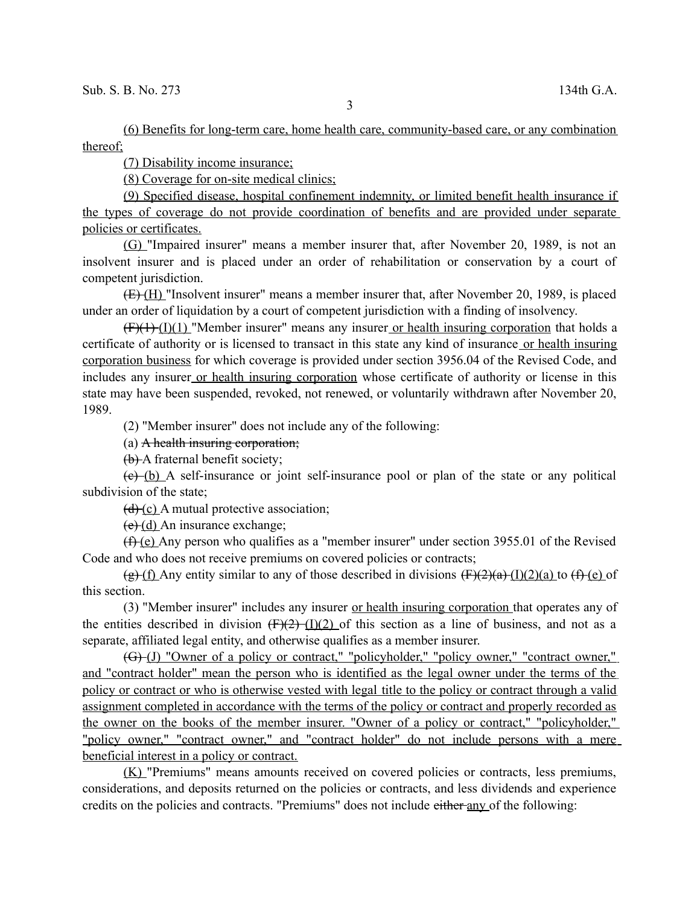(6) Benefits for long-term care, home health care, community-based care, or any combination thereof;

(7) Disability income insurance;

(8) Coverage for on-site medical clinics;

(9) Specified disease, hospital confinement indemnity, or limited benefit health insurance if the types of coverage do not provide coordination of benefits and are provided under separate policies or certificates.

(G) "Impaired insurer" means a member insurer that, after November 20, 1989, is not an insolvent insurer and is placed under an order of rehabilitation or conservation by a court of competent jurisdiction.

~~(E)~~ (H) "Insolvent insurer" means a member insurer that, after November 20, 1989, is placed under an order of liquidation by a court of competent jurisdiction with a finding of insolvency.

~~(F)(1)~~ (I)(1) "Member insurer" means any insurer or health insuring corporation that holds a certificate of authority or is licensed to transact in this state any kind of insurance or health insuring corporation business for which coverage is provided under section 3956.04 of the Revised Code, and includes any insurer or health insuring corporation whose certificate of authority or license in this state may have been suspended, revoked, not renewed, or voluntarily withdrawn after November 20, 1989.

(2) "Member insurer" does not include any of the following:

(a) ~~A health insuring corporation;~~

~~(b)~~ A fraternal benefit society;

~~(c)~~ (b) A self-insurance or joint self-insurance pool or plan of the state or any political subdivision of the state;

~~(d)~~ (c) A mutual protective association;

~~(e)~~ (d) An insurance exchange;

~~(f)~~ (e) Any person who qualifies as a "member insurer" under section 3955.01 of the Revised Code and who does not receive premiums on covered policies or contracts;

~~(g)~~ (f) Any entity similar to any of those described in divisions ~~(F)(2)(a)~~ (I)(2)(a) to ~~(f)~~ (e) of this section.

(3) "Member insurer" includes any insurer or health insuring corporation that operates any of the entities described in division ~~(F)(2)~~ (I)(2) of this section as a line of business, and not as a separate, affiliated legal entity, and otherwise qualifies as a member insurer.

~~(G)~~ (J) "Owner of a policy or contract," "policyholder," "policy owner," "contract owner," and "contract holder" mean the person who is identified as the legal owner under the terms of the policy or contract or who is otherwise vested with legal title to the policy or contract through a valid assignment completed in accordance with the terms of the policy or contract and properly recorded as the owner on the books of the member insurer. "Owner of a policy or contract," "policyholder," "policy owner," "contract owner," and "contract holder" do not include persons with a mere beneficial interest in a policy or contract.

(K) "Premiums" means amounts received on covered policies or contracts, less premiums, considerations, and deposits returned on the policies or contracts, and less dividends and experience credits on the policies and contracts. "Premiums" does not include ~~either~~ any of the following: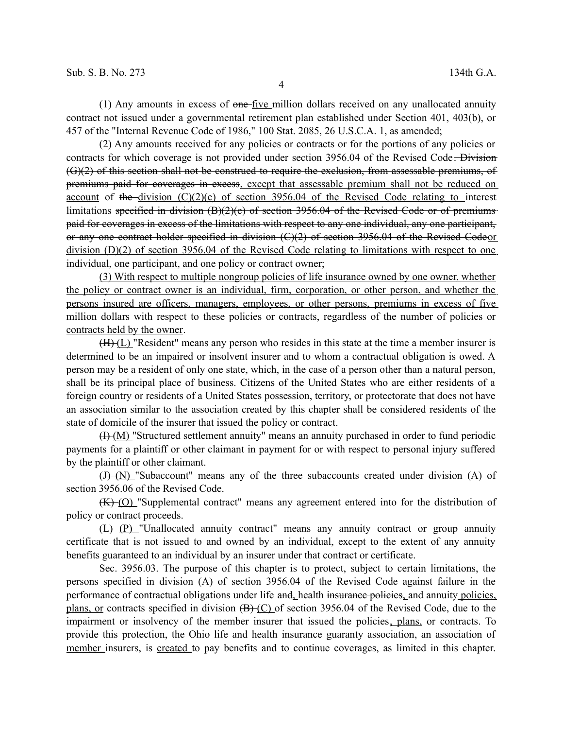(1) Any amounts in excess of ~~one~~ <u>five</u> million dollars received on any unallocated annuity contract not issued under a governmental retirement plan established under Section 401, 403(b), or 457 of the "Internal Revenue Code of 1986," 100 Stat. 2085, 26 U.S.C.A. 1, as amended;

(2) Any amounts received for any policies or contracts or for the portions of any policies or contracts for which coverage is not provided under section 3956.04 of the Revised Code~~. Division (G)(2) of this section shall not be construed to require the exclusion, from assessable premiums, of premiums paid for coverages in excess~~<u>, except that assessable premium shall not be reduced on account</u> of ~~the~~ <u>division (C)(2)(c) of section 3956.04 of the Revised Code relating to</u> interest limitations ~~specified in division (B)(2)(c) of section 3956.04 of the Revised Code or of premiums paid for coverages in excess of the limitations with respect to any one individual, any one participant, or any one contract holder specified in division (C)(2) of section 3956.04 of the Revised Code~~<u>or division (D)(2) of section 3956.04 of the Revised Code relating to limitations with respect to one individual, one participant, and one policy or contract owner;</u>

<u>(3) With respect to multiple nongroup policies of life insurance owned by one owner, whether the policy or contract owner is an individual, firm, corporation, or other person, and whether the persons insured are officers, managers, employees, or other persons, premiums in excess of five million dollars with respect to these policies or contracts, regardless of the number of policies or contracts held by the owner</u>.

~~(H)~~ <u>(L)</u> "Resident" means any person who resides in this state at the time a member insurer is determined to be an impaired or insolvent insurer and to whom a contractual obligation is owed. A person may be a resident of only one state, which, in the case of a person other than a natural person, shall be its principal place of business. Citizens of the United States who are either residents of a foreign country or residents of a United States possession, territory, or protectorate that does not have an association similar to the association created by this chapter shall be considered residents of the state of domicile of the insurer that issued the policy or contract.

~~(I)~~ <u>(M)</u> "Structured settlement annuity" means an annuity purchased in order to fund periodic payments for a plaintiff or other claimant in payment for or with respect to personal injury suffered by the plaintiff or other claimant.

~~(J)~~ <u>(N)</u> "Subaccount" means any of the three subaccounts created under division (A) of section 3956.06 of the Revised Code.

~~(K)~~ <u>(O)</u> "Supplemental contract" means any agreement entered into for the distribution of policy or contract proceeds.

~~(L)~~ <u>(P)</u> "Unallocated annuity contract" means any annuity contract or group annuity certificate that is not issued to and owned by an individual, except to the extent of any annuity benefits guaranteed to an individual by an insurer under that contract or certificate.

Sec. 3956.03. The purpose of this chapter is to protect, subject to certain limitations, the persons specified in division (A) of section 3956.04 of the Revised Code against failure in the performance of contractual obligations under life ~~and~~<u>,</u> health ~~insurance policies~~<u>,</u> and annuity <u>policies, plans, or</u> contracts specified in division ~~(B)~~ <u>(C)</u> of section 3956.04 of the Revised Code, due to the impairment or insolvency of the member insurer that issued the policies<u>, plans,</u> or contracts. To provide this protection, the Ohio life and health insurance guaranty association, an association of <u>member</u> insurers, is <u>created</u> to pay benefits and to continue coverages, as limited in this chapter.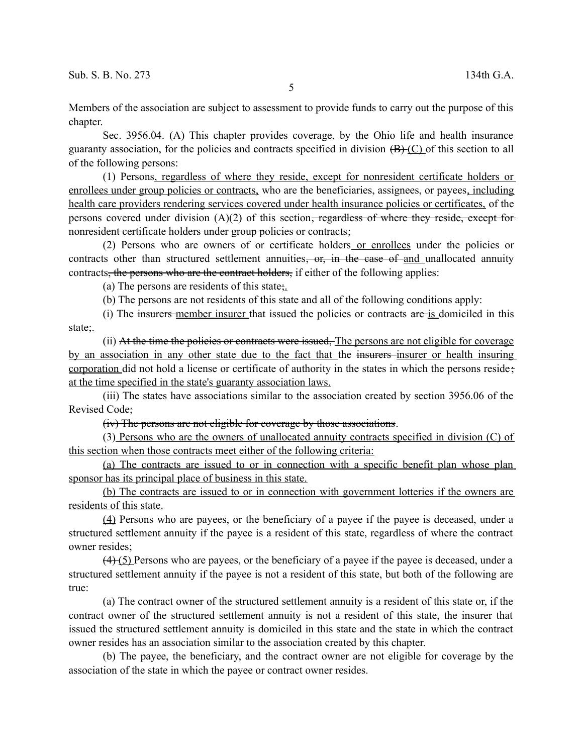Members of the association are subject to assessment to provide funds to carry out the purpose of this chapter.

Sec. 3956.04. (A) This chapter provides coverage, by the Ohio life and health insurance guaranty association, for the policies and contracts specified in division ~~(B)~~ <u>(C)</u> of this section to all of the following persons:

(1) Persons<u>, regardless of where they reside, except for nonresident certificate holders or enrollees under group policies or contracts,</u> who are the beneficiaries, assignees, or payees<u>, including health care providers rendering services covered under health insurance policies or certificates,</u> of the persons covered under division (A)(2) of this section~~, regardless of where they reside, except for nonresident certificate holders under group policies or contracts~~;

(2) Persons who are owners of or certificate holders<u> or enrollees</u> under the policies or contracts other than structured settlement annuities~~, or, in the case of~~ <u>and</u> unallocated annuity contracts~~, the persons who are the contract holders,~~ if either of the following applies:

(a) The persons are residents of this state~~;~~<u>.</u>

(b) The persons are not residents of this state and all of the following conditions apply:

(i) The ~~insurers~~ <u>member insurer</u> that issued the policies or contracts ~~are~~ <u>is</u> domiciled in this state~~;~~<u>.</u>

(ii) ~~At the time the policies or contracts were issued,~~ <u>The persons are not eligible for coverage by an association in any other state due to the fact that</u> the ~~insurers~~ <u>insurer or health insuring corporation</u> did not hold a license or certificate of authority in the states in which the persons reside~~;~~ <u>at the time specified in the state's guaranty association laws.</u>

(iii) The states have associations similar to the association created by section 3956.06 of the Revised Code~~;~~

~~(iv) The persons are not eligible for coverage by those associations~~.

(3)<u> Persons who are the owners of unallocated annuity contracts specified in division (C) of this section when those contracts meet either of the following criteria:</u>

<u>(a) The contracts are issued to or in connection with a specific benefit plan whose plan sponsor has its principal place of business in this state.</u>

<u>(b) The contracts are issued to or in connection with government lotteries if the owners are residents of this state.</u>

<u>(4)</u> Persons who are payees, or the beneficiary of a payee if the payee is deceased, under a structured settlement annuity if the payee is a resident of this state, regardless of where the contract owner resides;

~~(4)~~ <u>(5)</u> Persons who are payees, or the beneficiary of a payee if the payee is deceased, under a structured settlement annuity if the payee is not a resident of this state, but both of the following are true:

(a) The contract owner of the structured settlement annuity is a resident of this state or, if the contract owner of the structured settlement annuity is not a resident of this state, the insurer that issued the structured settlement annuity is domiciled in this state and the state in which the contract owner resides has an association similar to the association created by this chapter.

(b) The payee, the beneficiary, and the contract owner are not eligible for coverage by the association of the state in which the payee or contract owner resides.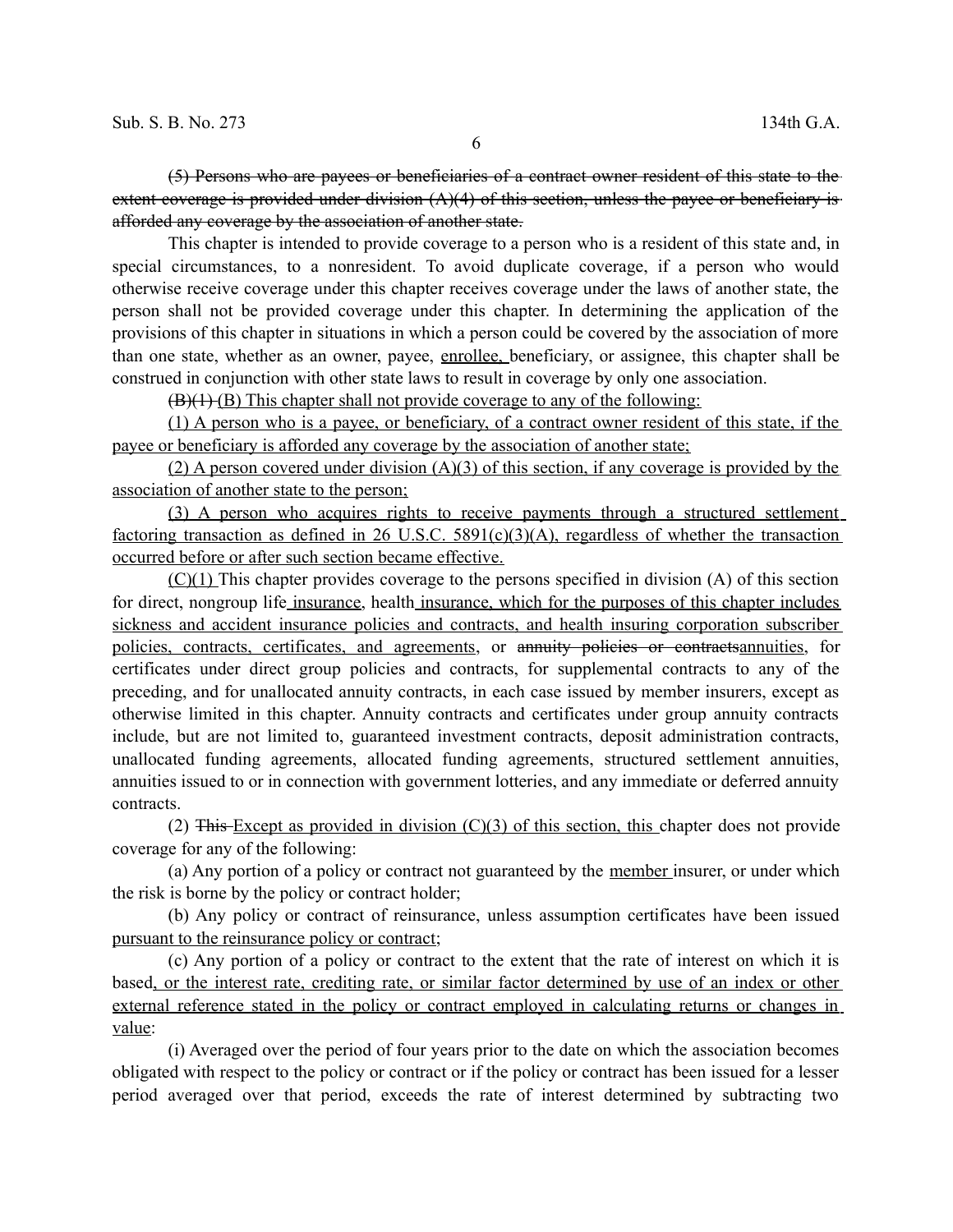~~(5) Persons who are payees or beneficiaries of a contract owner resident of this state to the extent coverage is provided under division (A)(4) of this section, unless the payee or beneficiary is afforded any coverage by the association of another state.~~

This chapter is intended to provide coverage to a person who is a resident of this state and, in special circumstances, to a nonresident. To avoid duplicate coverage, if a person who would otherwise receive coverage under this chapter receives coverage under the laws of another state, the person shall not be provided coverage under this chapter. In determining the application of the provisions of this chapter in situations in which a person could be covered by the association of more than one state, whether as an owner, payee, <u>enrollee,</u> beneficiary, or assignee, this chapter shall be construed in conjunction with other state laws to result in coverage by only one association.

~~(B)(1)~~ <u>(B)</u> This chapter shall not provide coverage to any of the following:

<u>(1) A person who is a payee, or beneficiary, of a contract owner resident of this state, if the payee or beneficiary is afforded any coverage by the association of another state;</u>

<u>(2) A person covered under division (A)(3) of this section, if any coverage is provided by the association of another state to the person;</u>

<u>(3) A person who acquires rights to receive payments through a structured settlement factoring transaction as defined in 26 U.S.C. 5891(c)(3)(A), regardless of whether the transaction occurred before or after such section became effective.</u>

<u>(C)(1)</u> This chapter provides coverage to the persons specified in division (A) of this section for direct, nongroup life<u> insurance</u>, health<u> insurance, which for the purposes of this chapter includes sickness and accident insurance policies and contracts, and health insuring corporation subscriber policies, contracts, certificates, and agreements</u>, or ~~annuity policies or contracts~~<u>annuities</u>, for certificates under direct group policies and contracts, for supplemental contracts to any of the preceding, and for unallocated annuity contracts, in each case issued by member insurers, except as otherwise limited in this chapter. Annuity contracts and certificates under group annuity contracts include, but are not limited to, guaranteed investment contracts, deposit administration contracts, unallocated funding agreements, allocated funding agreements, structured settlement annuities, annuities issued to or in connection with government lotteries, and any immediate or deferred annuity contracts.

(2) ~~This~~ <u>Except as provided in division (C)(3) of this section, this</u> chapter does not provide coverage for any of the following:

(a) Any portion of a policy or contract not guaranteed by the <u>member</u> insurer, or under which the risk is borne by the policy or contract holder;

(b) Any policy or contract of reinsurance, unless assumption certificates have been issued <u>pursuant to the reinsurance policy or contract</u>;

(c) Any portion of a policy or contract to the extent that the rate of interest on which it is based<u>, or the interest rate, crediting rate, or similar factor determined by use of an index or other external reference stated in the policy or contract employed in calculating returns or changes in value</u>:

(i) Averaged over the period of four years prior to the date on which the association becomes obligated with respect to the policy or contract or if the policy or contract has been issued for a lesser period averaged over that period, exceeds the rate of interest determined by subtracting two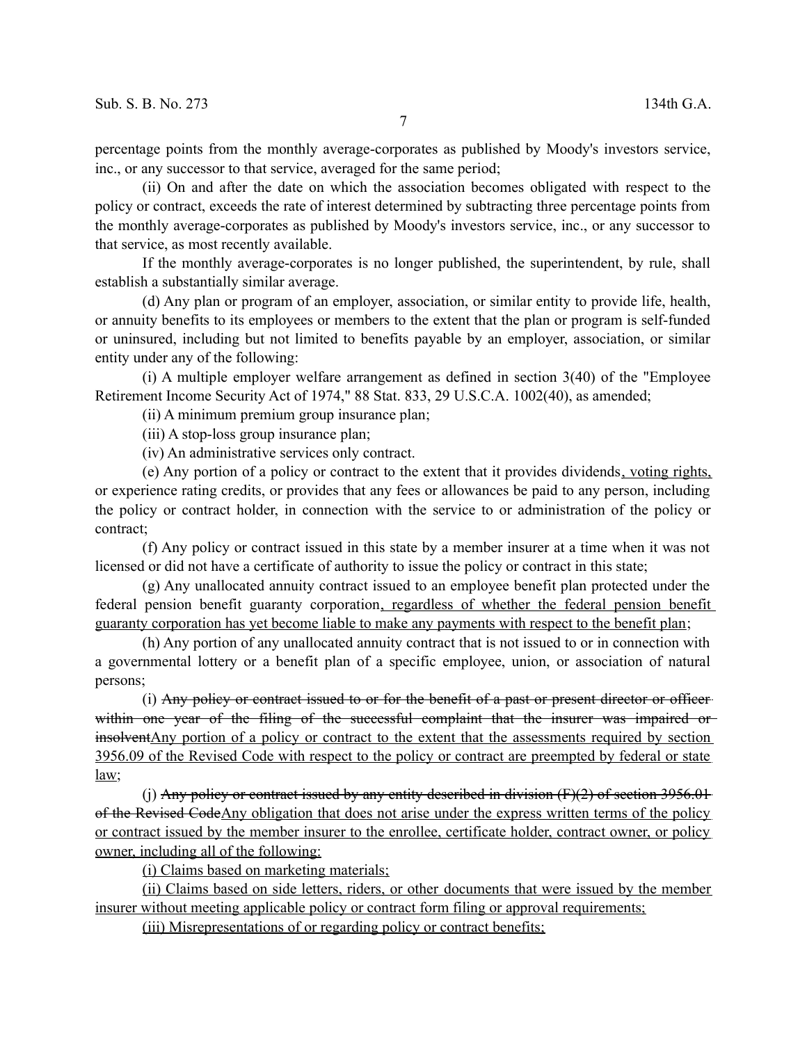percentage points from the monthly average-corporates as published by Moody's investors service, inc., or any successor to that service, averaged for the same period;

(ii) On and after the date on which the association becomes obligated with respect to the policy or contract, exceeds the rate of interest determined by subtracting three percentage points from the monthly average-corporates as published by Moody's investors service, inc., or any successor to that service, as most recently available.

If the monthly average-corporates is no longer published, the superintendent, by rule, shall establish a substantially similar average.

(d) Any plan or program of an employer, association, or similar entity to provide life, health, or annuity benefits to its employees or members to the extent that the plan or program is self-funded or uninsured, including but not limited to benefits payable by an employer, association, or similar entity under any of the following:

(i) A multiple employer welfare arrangement as defined in section 3(40) of the "Employee Retirement Income Security Act of 1974," 88 Stat. 833, 29 U.S.C.A. 1002(40), as amended;

(ii) A minimum premium group insurance plan;

(iii) A stop-loss group insurance plan;

(iv) An administrative services only contract.

(e) Any portion of a policy or contract to the extent that it provides dividends<u>, voting rights,</u> or experience rating credits, or provides that any fees or allowances be paid to any person, including the policy or contract holder, in connection with the service to or administration of the policy or contract;

(f) Any policy or contract issued in this state by a member insurer at a time when it was not licensed or did not have a certificate of authority to issue the policy or contract in this state;

(g) Any unallocated annuity contract issued to an employee benefit plan protected under the federal pension benefit guaranty corporation<u>, regardless of whether the federal pension benefit guaranty corporation has yet become liable to make any payments with respect to the benefit plan</u>;

(h) Any portion of any unallocated annuity contract that is not issued to or in connection with a governmental lottery or a benefit plan of a specific employee, union, or association of natural persons;

(i) ~~Any policy or contract issued to or for the benefit of a past or present director or officer within one year of the filing of the successful complaint that the insurer was impaired or insolvent~~<u>Any portion of a policy or contract to the extent that the assessments required by section 3956.09 of the Revised Code with respect to the policy or contract are preempted by federal or state law</u>;

(j) ~~Any policy or contract issued by any entity described in division (F)(2) of section 3956.01 of the Revised Code~~<u>Any obligation that does not arise under the express written terms of the policy or contract issued by the member insurer to the enrollee, certificate holder, contract owner, or policy owner, including all of the following:</u>

<u>(i) Claims based on marketing materials;</u>

<u>(ii) Claims based on side letters, riders, or other documents that were issued by the member insurer without meeting applicable policy or contract form filing or approval requirements;</u>

<u>(iii) Misrepresentations of or regarding policy or contract benefits;</u>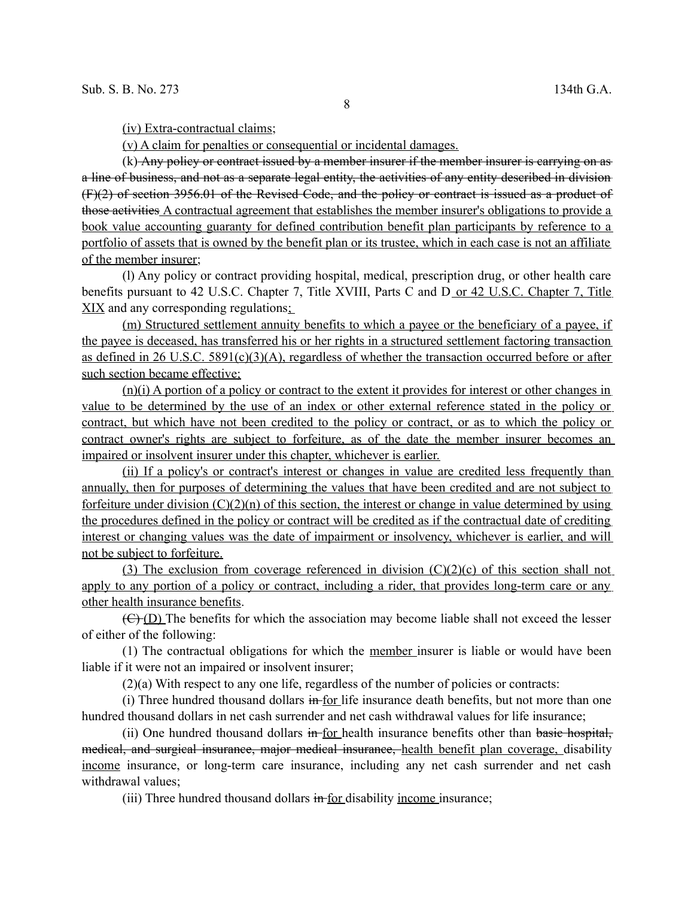(iv) Extra-contractual claims;

(v) A claim for penalties or consequential or incidental damages.

(k) ~~Any policy or contract issued by a member insurer if the member insurer is carrying on as a line of business, and not as a separate legal entity, the activities of any entity described in division (F)(2) of section 3956.01 of the Revised Code, and the policy or contract is issued as a product of those activities~~ A contractual agreement that establishes the member insurer's obligations to provide a book value accounting guaranty for defined contribution benefit plan participants by reference to a portfolio of assets that is owned by the benefit plan or its trustee, which in each case is not an affiliate of the member insurer;

(l) Any policy or contract providing hospital, medical, prescription drug, or other health care benefits pursuant to 42 U.S.C. Chapter 7, Title XVIII, Parts C and D or 42 U.S.C. Chapter 7, Title XIX and any corresponding regulations;

(m) Structured settlement annuity benefits to which a payee or the beneficiary of a payee, if the payee is deceased, has transferred his or her rights in a structured settlement factoring transaction as defined in 26 U.S.C. 5891(c)(3)(A), regardless of whether the transaction occurred before or after such section became effective;

(n)(i) A portion of a policy or contract to the extent it provides for interest or other changes in value to be determined by the use of an index or other external reference stated in the policy or contract, but which have not been credited to the policy or contract, or as to which the policy or contract owner's rights are subject to forfeiture, as of the date the member insurer becomes an impaired or insolvent insurer under this chapter, whichever is earlier.

(ii) If a policy's or contract's interest or changes in value are credited less frequently than annually, then for purposes of determining the values that have been credited and are not subject to forfeiture under division (C)(2)(n) of this section, the interest or change in value determined by using the procedures defined in the policy or contract will be credited as if the contractual date of crediting interest or changing values was the date of impairment or insolvency, whichever is earlier, and will not be subject to forfeiture.

(3) The exclusion from coverage referenced in division (C)(2)(c) of this section shall not apply to any portion of a policy or contract, including a rider, that provides long-term care or any other health insurance benefits.

~~(C)~~ (D) The benefits for which the association may become liable shall not exceed the lesser of either of the following:

(1) The contractual obligations for which the member insurer is liable or would have been liable if it were not an impaired or insolvent insurer;

(2)(a) With respect to any one life, regardless of the number of policies or contracts:

(i) Three hundred thousand dollars ~~in~~ for life insurance death benefits, but not more than one hundred thousand dollars in net cash surrender and net cash withdrawal values for life insurance;

(ii) One hundred thousand dollars ~~in~~ for health insurance benefits other than ~~basic hospital, medical, and surgical insurance, major medical insurance,~~ health benefit plan coverage, disability income insurance, or long-term care insurance, including any net cash surrender and net cash withdrawal values;

(iii) Three hundred thousand dollars ~~in~~ for disability income insurance;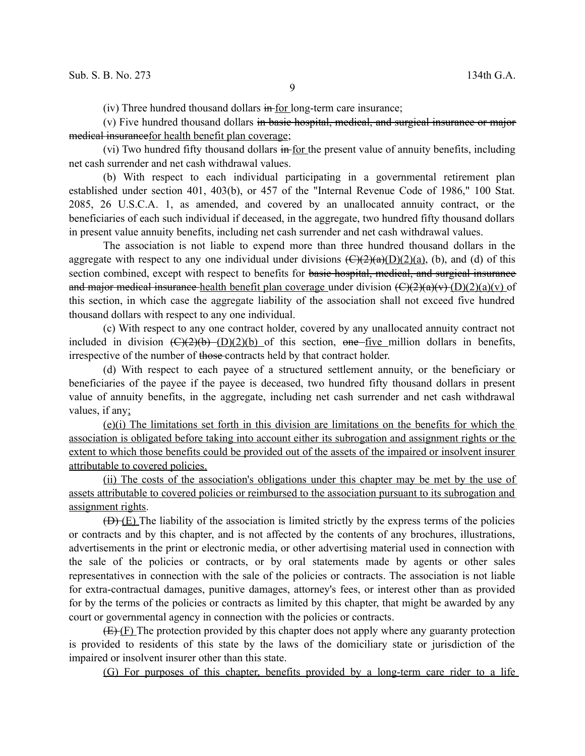(iv) Three hundred thousand dollars ~~in~~ for long-term care insurance;

(v) Five hundred thousand dollars ~~in basic hospital, medical, and surgical insurance or major medical insurance~~for health benefit plan coverage;

(vi) Two hundred fifty thousand dollars ~~in~~ for the present value of annuity benefits, including net cash surrender and net cash withdrawal values.

(b) With respect to each individual participating in a governmental retirement plan established under section 401, 403(b), or 457 of the "Internal Revenue Code of 1986," 100 Stat. 2085, 26 U.S.C.A. 1, as amended, and covered by an unallocated annuity contract, or the beneficiaries of each such individual if deceased, in the aggregate, two hundred fifty thousand dollars in present value annuity benefits, including net cash surrender and net cash withdrawal values.

The association is not liable to expend more than three hundred thousand dollars in the aggregate with respect to any one individual under divisions ~~(C)(2)(a)~~(D)(2)(a), (b), and (d) of this section combined, except with respect to benefits for ~~basic hospital, medical, and surgical insurance and major medical insurance~~ health benefit plan coverage under division ~~(C)(2)(a)(v)~~ (D)(2)(a)(v) of this section, in which case the aggregate liability of the association shall not exceed five hundred thousand dollars with respect to any one individual.

(c) With respect to any one contract holder, covered by any unallocated annuity contract not included in division ~~(C)(2)(b)~~ (D)(2)(b) of this section, ~~one~~ five million dollars in benefits, irrespective of the number of ~~those~~ contracts held by that contract holder.

(d) With respect to each payee of a structured settlement annuity, or the beneficiary or beneficiaries of the payee if the payee is deceased, two hundred fifty thousand dollars in present value of annuity benefits, in the aggregate, including net cash surrender and net cash withdrawal values, if any;

(e)(i) The limitations set forth in this division are limitations on the benefits for which the association is obligated before taking into account either its subrogation and assignment rights or the extent to which those benefits could be provided out of the assets of the impaired or insolvent insurer attributable to covered policies.

(ii) The costs of the association's obligations under this chapter may be met by the use of assets attributable to covered policies or reimbursed to the association pursuant to its subrogation and assignment rights.

~~(D)~~ (E) The liability of the association is limited strictly by the express terms of the policies or contracts and by this chapter, and is not affected by the contents of any brochures, illustrations, advertisements in the print or electronic media, or other advertising material used in connection with the sale of the policies or contracts, or by oral statements made by agents or other sales representatives in connection with the sale of the policies or contracts. The association is not liable for extra-contractual damages, punitive damages, attorney's fees, or interest other than as provided for by the terms of the policies or contracts as limited by this chapter, that might be awarded by any court or governmental agency in connection with the policies or contracts.

~~(E)~~ (F) The protection provided by this chapter does not apply where any guaranty protection is provided to residents of this state by the laws of the domiciliary state or jurisdiction of the impaired or insolvent insurer other than this state.

(G) For purposes of this chapter, benefits provided by a long-term care rider to a life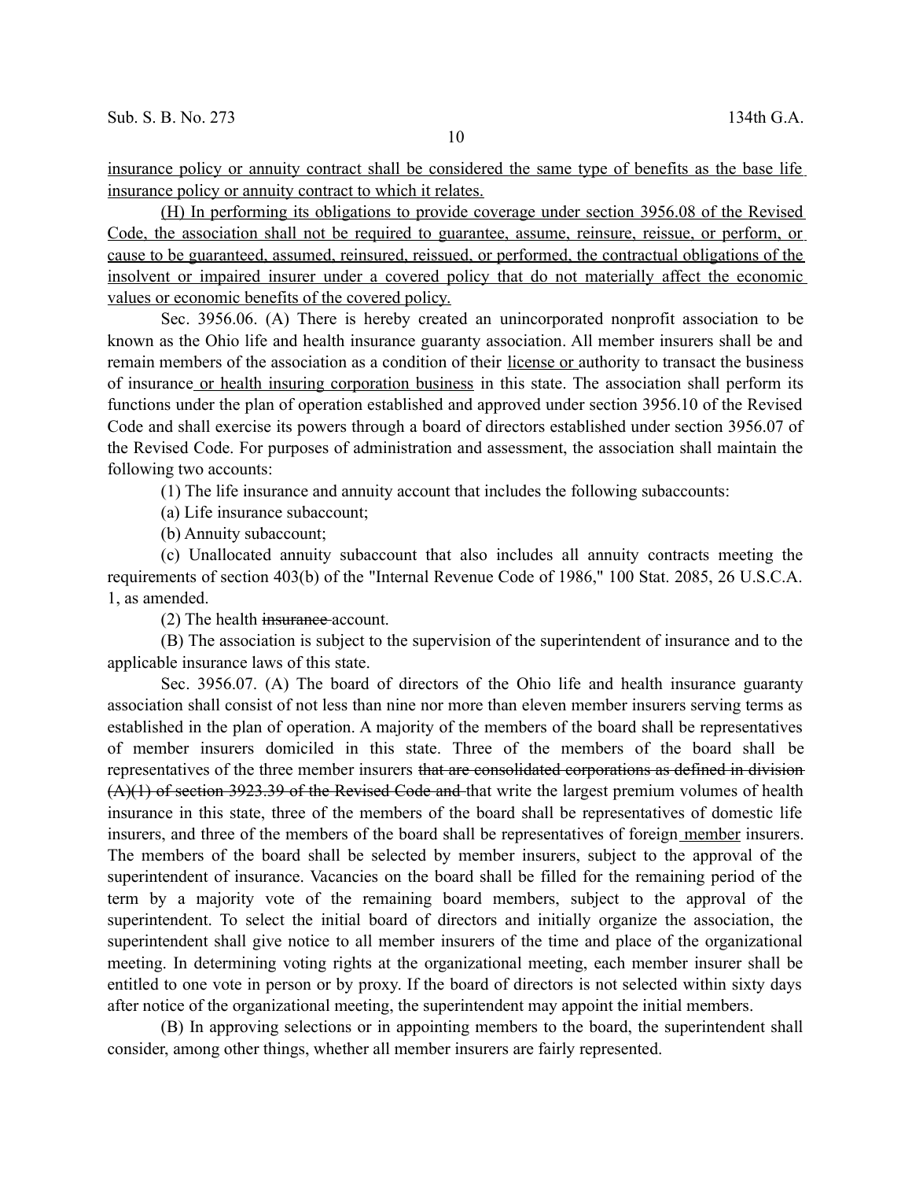insurance policy or annuity contract shall be considered the same type of benefits as the base life insurance policy or annuity contract to which it relates.

(H) In performing its obligations to provide coverage under section 3956.08 of the Revised Code, the association shall not be required to guarantee, assume, reinsure, reissue, or perform, or cause to be guaranteed, assumed, reinsured, reissued, or performed, the contractual obligations of the insolvent or impaired insurer under a covered policy that do not materially affect the economic values or economic benefits of the covered policy.

Sec. 3956.06. (A) There is hereby created an unincorporated nonprofit association to be known as the Ohio life and health insurance guaranty association. All member insurers shall be and remain members of the association as a condition of their license or authority to transact the business of insurance or health insuring corporation business in this state. The association shall perform its functions under the plan of operation established and approved under section 3956.10 of the Revised Code and shall exercise its powers through a board of directors established under section 3956.07 of the Revised Code. For purposes of administration and assessment, the association shall maintain the following two accounts:

(1) The life insurance and annuity account that includes the following subaccounts:

(a) Life insurance subaccount;

(b) Annuity subaccount;

(c) Unallocated annuity subaccount that also includes all annuity contracts meeting the requirements of section 403(b) of the "Internal Revenue Code of 1986," 100 Stat. 2085, 26 U.S.C.A. 1, as amended.

(2) The health ~~insurance~~ account.

(B) The association is subject to the supervision of the superintendent of insurance and to the applicable insurance laws of this state.

Sec. 3956.07. (A) The board of directors of the Ohio life and health insurance guaranty association shall consist of not less than nine nor more than eleven member insurers serving terms as established in the plan of operation. A majority of the members of the board shall be representatives of member insurers domiciled in this state. Three of the members of the board shall be representatives of the three member insurers ~~that are consolidated corporations as defined in division (A)(1) of section 3923.39 of the Revised Code and~~ that write the largest premium volumes of health insurance in this state, three of the members of the board shall be representatives of domestic life insurers, and three of the members of the board shall be representatives of foreign member insurers. The members of the board shall be selected by member insurers, subject to the approval of the superintendent of insurance. Vacancies on the board shall be filled for the remaining period of the term by a majority vote of the remaining board members, subject to the approval of the superintendent. To select the initial board of directors and initially organize the association, the superintendent shall give notice to all member insurers of the time and place of the organizational meeting. In determining voting rights at the organizational meeting, each member insurer shall be entitled to one vote in person or by proxy. If the board of directors is not selected within sixty days after notice of the organizational meeting, the superintendent may appoint the initial members.

(B) In approving selections or in appointing members to the board, the superintendent shall consider, among other things, whether all member insurers are fairly represented.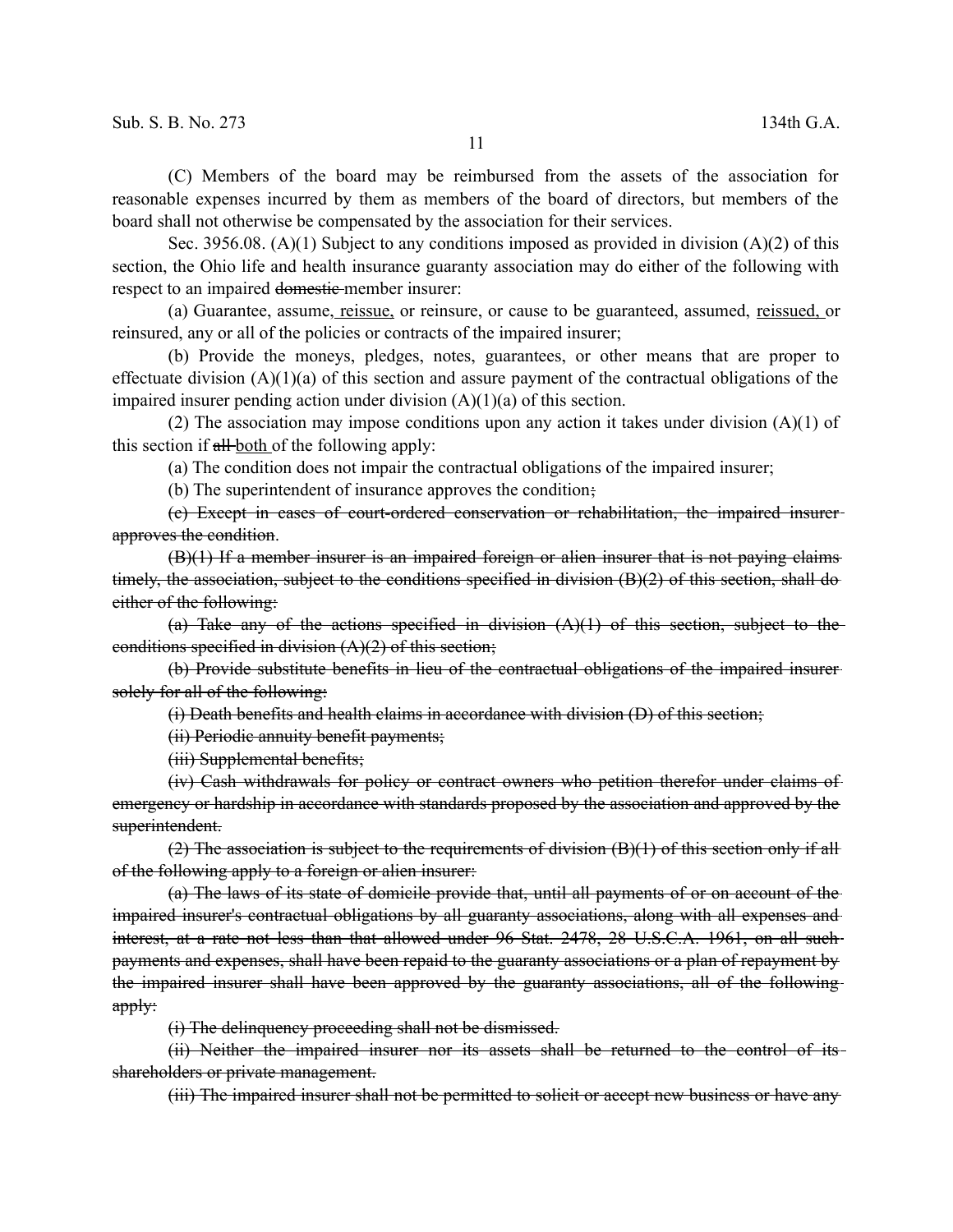(C) Members of the board may be reimbursed from the assets of the association for reasonable expenses incurred by them as members of the board of directors, but members of the board shall not otherwise be compensated by the association for their services.

Sec. 3956.08. (A)(1) Subject to any conditions imposed as provided in division (A)(2) of this section, the Ohio life and health insurance guaranty association may do either of the following with respect to an impaired ~~domestic~~ member insurer:

(a) Guarantee, assume, <u>reissue,</u> or reinsure, or cause to be guaranteed, assumed, <u>reissued,</u> or reinsured, any or all of the policies or contracts of the impaired insurer;

(b) Provide the moneys, pledges, notes, guarantees, or other means that are proper to effectuate division (A)(1)(a) of this section and assure payment of the contractual obligations of the impaired insurer pending action under division (A)(1)(a) of this section.

(2) The association may impose conditions upon any action it takes under division (A)(1) of this section if ~~all~~ <u>both</u> of the following apply:

(a) The condition does not impair the contractual obligations of the impaired insurer;

(b) The superintendent of insurance approves the condition~~;~~.

~~(c) Except in cases of court-ordered conservation or rehabilitation, the impaired insurer approves the condition~~.

~~(B)(1) If a member insurer is an impaired foreign or alien insurer that is not paying claims timely, the association, subject to the conditions specified in division (B)(2) of this section, shall do either of the following:~~

~~(a) Take any of the actions specified in division (A)(1) of this section, subject to the conditions specified in division (A)(2) of this section;~~

~~(b) Provide substitute benefits in lieu of the contractual obligations of the impaired insurer solely for all of the following:~~

~~(i) Death benefits and health claims in accordance with division (D) of this section;~~

~~(ii) Periodic annuity benefit payments;~~

~~(iii) Supplemental benefits;~~

~~(iv) Cash withdrawals for policy or contract owners who petition therefor under claims of emergency or hardship in accordance with standards proposed by the association and approved by the superintendent.~~

~~(2) The association is subject to the requirements of division (B)(1) of this section only if all of the following apply to a foreign or alien insurer:~~

~~(a) The laws of its state of domicile provide that, until all payments of or on account of the impaired insurer's contractual obligations by all guaranty associations, along with all expenses and interest, at a rate not less than that allowed under 96 Stat. 2478, 28 U.S.C.A. 1961, on all such payments and expenses, shall have been repaid to the guaranty associations or a plan of repayment by the impaired insurer shall have been approved by the guaranty associations, all of the following apply:~~

~~(i) The delinquency proceeding shall not be dismissed.~~

~~(ii) Neither the impaired insurer nor its assets shall be returned to the control of its shareholders or private management.~~

~~(iii) The impaired insurer shall not be permitted to solicit or accept new business or have any~~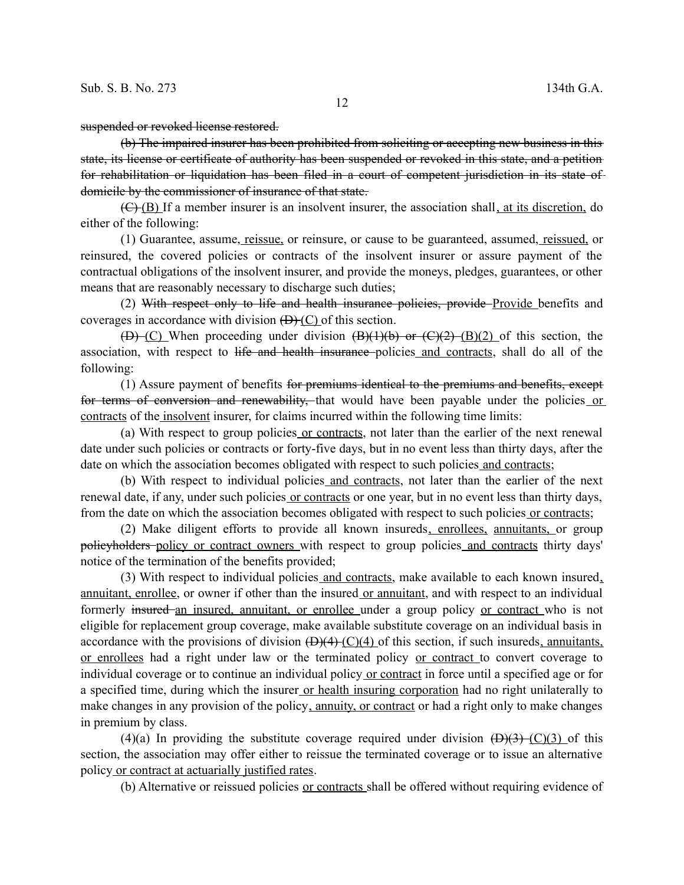~~suspended or revoked license restored.~~

~~(b) The impaired insurer has been prohibited from soliciting or accepting new business in this state, its license or certificate of authority has been suspended or revoked in this state, and a petition for rehabilitation or liquidation has been filed in a court of competent jurisdiction in its state of domicile by the commissioner of insurance of that state.~~

~~(C)~~ (B) If a member insurer is an insolvent insurer, the association shall, at its discretion, do either of the following:

(1) Guarantee, assume, reissue, or reinsure, or cause to be guaranteed, assumed, reissued, or reinsured, the covered policies or contracts of the insolvent insurer or assure payment of the contractual obligations of the insolvent insurer, and provide the moneys, pledges, guarantees, or other means that are reasonably necessary to discharge such duties;

(2) ~~With respect only to life and health insurance policies, provide~~ Provide benefits and coverages in accordance with division ~~(D)~~ (C) of this section.

~~(D)~~ (C) When proceeding under division ~~(B)(1)(b) or (C)(2)~~ (B)(2) of this section, the association, with respect to ~~life and health insurance~~ policies and contracts, shall do all of the following:

(1) Assure payment of benefits ~~for premiums identical to the premiums and benefits, except for terms of conversion and renewability,~~ that would have been payable under the policies or contracts of the insolvent insurer, for claims incurred within the following time limits:

(a) With respect to group policies or contracts, not later than the earlier of the next renewal date under such policies or contracts or forty-five days, but in no event less than thirty days, after the date on which the association becomes obligated with respect to such policies and contracts;

(b) With respect to individual policies and contracts, not later than the earlier of the next renewal date, if any, under such policies or contracts or one year, but in no event less than thirty days, from the date on which the association becomes obligated with respect to such policies or contracts;

(2) Make diligent efforts to provide all known insureds, enrollees, annuitants, or group ~~policyholders~~ policy or contract owners with respect to group policies and contracts thirty days' notice of the termination of the benefits provided;

(3) With respect to individual policies and contracts, make available to each known insured, annuitant, enrollee, or owner if other than the insured or annuitant, and with respect to an individual formerly ~~insured~~ an insured, annuitant, or enrollee under a group policy or contract who is not eligible for replacement group coverage, make available substitute coverage on an individual basis in accordance with the provisions of division ~~(D)(4)~~ (C)(4) of this section, if such insureds, annuitants, or enrollees had a right under law or the terminated policy or contract to convert coverage to individual coverage or to continue an individual policy or contract in force until a specified age or for a specified time, during which the insurer or health insuring corporation had no right unilaterally to make changes in any provision of the policy, annuity, or contract or had a right only to make changes in premium by class.

(4)(a) In providing the substitute coverage required under division ~~(D)(3)~~ (C)(3) of this section, the association may offer either to reissue the terminated coverage or to issue an alternative policy or contract at actuarially justified rates.

(b) Alternative or reissued policies or contracts shall be offered without requiring evidence of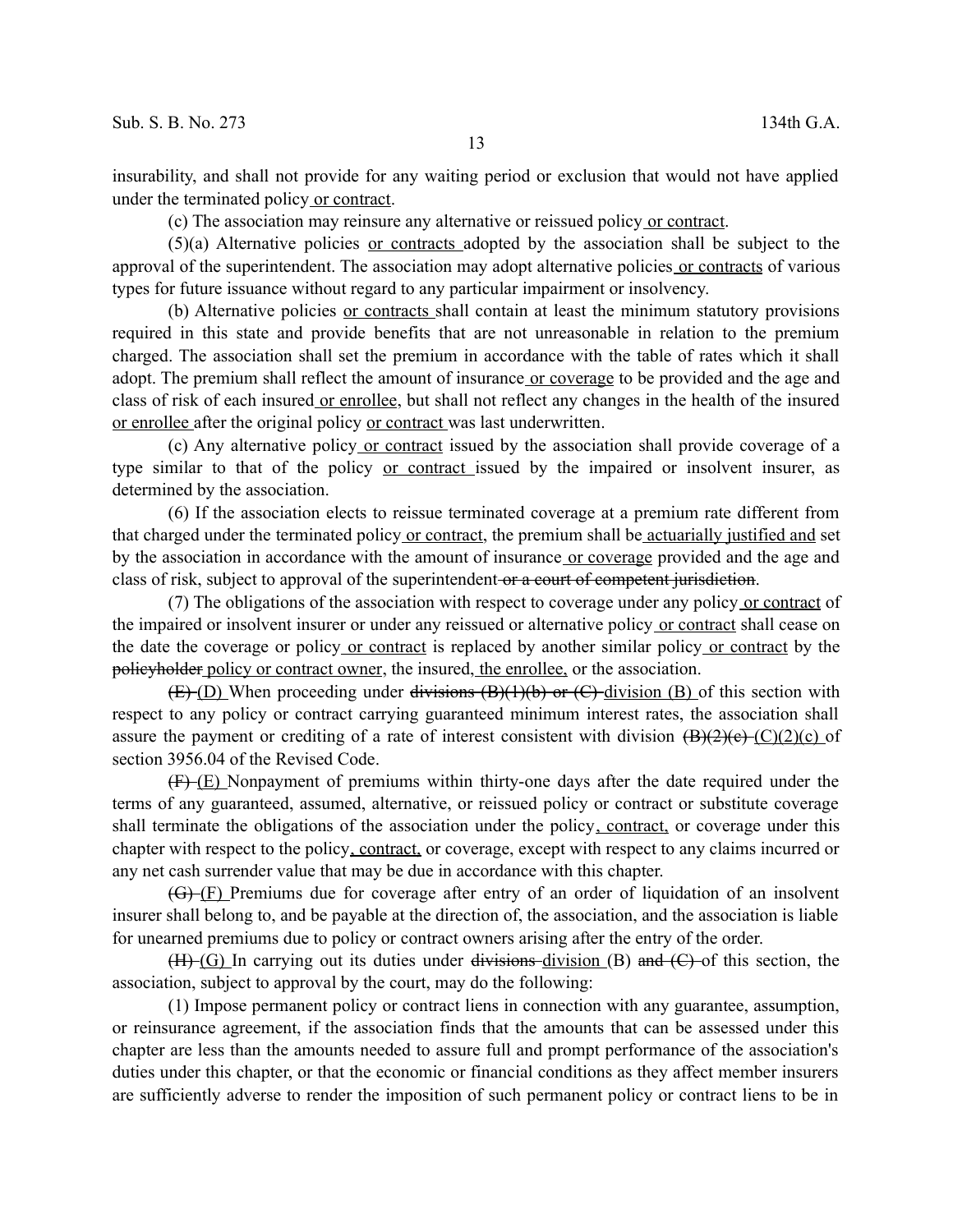insurability, and shall not provide for any waiting period or exclusion that would not have applied under the terminated policy or contract.

(c) The association may reinsure any alternative or reissued policy or contract.

(5)(a) Alternative policies or contracts adopted by the association shall be subject to the approval of the superintendent. The association may adopt alternative policies or contracts of various types for future issuance without regard to any particular impairment or insolvency.

(b) Alternative policies or contracts shall contain at least the minimum statutory provisions required in this state and provide benefits that are not unreasonable in relation to the premium charged. The association shall set the premium in accordance with the table of rates which it shall adopt. The premium shall reflect the amount of insurance or coverage to be provided and the age and class of risk of each insured or enrollee, but shall not reflect any changes in the health of the insured or enrollee after the original policy or contract was last underwritten.

(c) Any alternative policy or contract issued by the association shall provide coverage of a type similar to that of the policy or contract issued by the impaired or insolvent insurer, as determined by the association.

(6) If the association elects to reissue terminated coverage at a premium rate different from that charged under the terminated policy or contract, the premium shall be actuarially justified and set by the association in accordance with the amount of insurance or coverage provided and the age and class of risk, subject to approval of the superintendent ~~or a court of competent jurisdiction~~.

(7) The obligations of the association with respect to coverage under any policy or contract of the impaired or insolvent insurer or under any reissued or alternative policy or contract shall cease on the date the coverage or policy or contract is replaced by another similar policy or contract by the ~~policyholder~~ policy or contract owner, the insured, the enrollee, or the association.

~~(E)~~ (D) When proceeding under ~~divisions (B)(1)(b) or (C)~~ division (B) of this section with respect to any policy or contract carrying guaranteed minimum interest rates, the association shall assure the payment or crediting of a rate of interest consistent with division ~~(B)(2)(c)~~ (C)(2)(c) of section 3956.04 of the Revised Code.

~~(F)~~ (E) Nonpayment of premiums within thirty-one days after the date required under the terms of any guaranteed, assumed, alternative, or reissued policy or contract or substitute coverage shall terminate the obligations of the association under the policy, contract, or coverage under this chapter with respect to the policy, contract, or coverage, except with respect to any claims incurred or any net cash surrender value that may be due in accordance with this chapter.

~~(G)~~ (F) Premiums due for coverage after entry of an order of liquidation of an insolvent insurer shall belong to, and be payable at the direction of, the association, and the association is liable for unearned premiums due to policy or contract owners arising after the entry of the order.

~~(H)~~ (G) In carrying out its duties under ~~divisions~~ division (B) ~~and (C)~~ of this section, the association, subject to approval by the court, may do the following:

(1) Impose permanent policy or contract liens in connection with any guarantee, assumption, or reinsurance agreement, if the association finds that the amounts that can be assessed under this chapter are less than the amounts needed to assure full and prompt performance of the association's duties under this chapter, or that the economic or financial conditions as they affect member insurers are sufficiently adverse to render the imposition of such permanent policy or contract liens to be in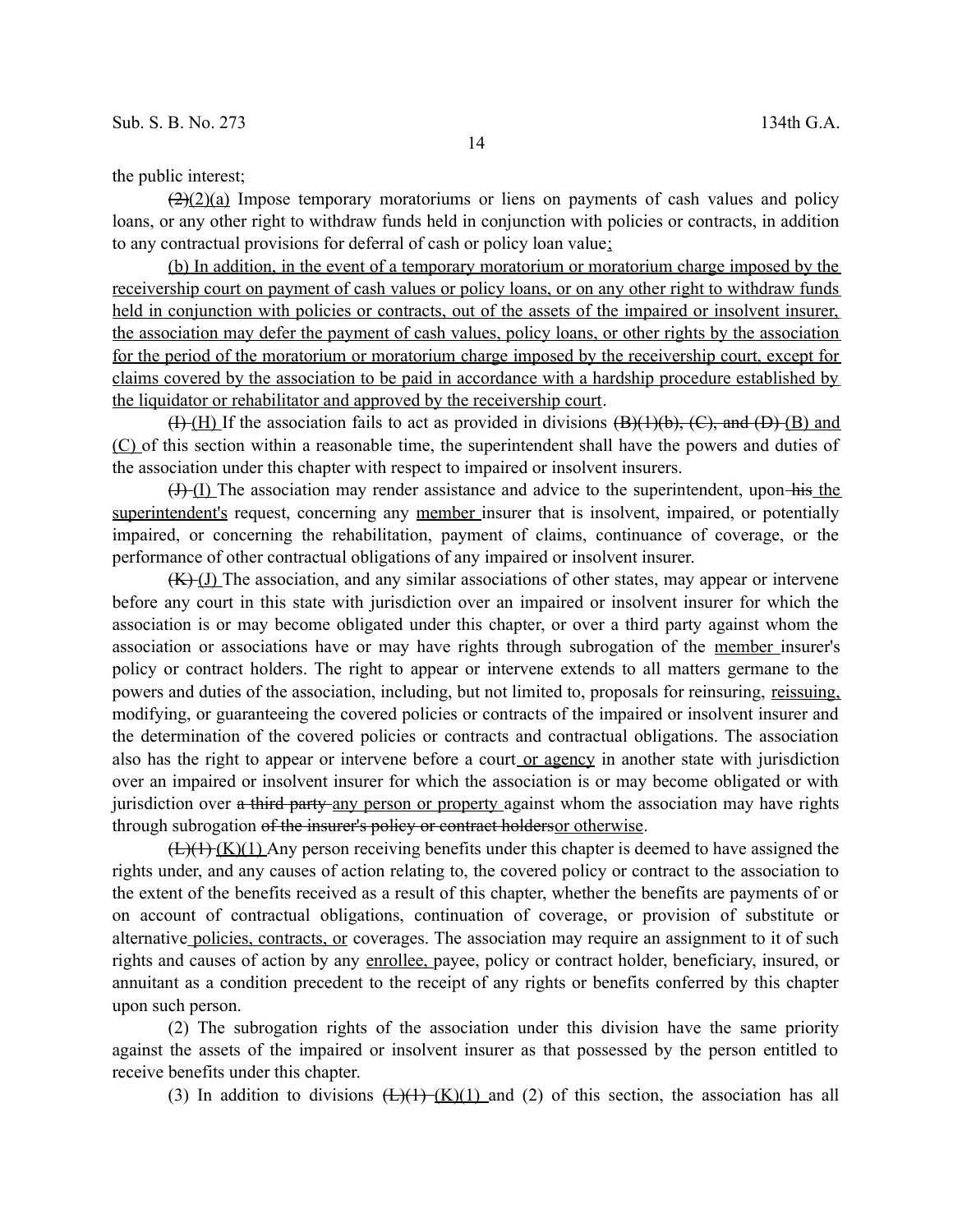the public interest;

~~(2)~~(2)(a) Impose temporary moratoriums or liens on payments of cash values and policy loans, or any other right to withdraw funds held in conjunction with policies or contracts, in addition to any contractual provisions for deferral of cash or policy loan value;

(b) In addition, in the event of a temporary moratorium or moratorium charge imposed by the receivership court on payment of cash values or policy loans, or on any other right to withdraw funds held in conjunction with policies or contracts, out of the assets of the impaired or insolvent insurer, the association may defer the payment of cash values, policy loans, or other rights by the association for the period of the moratorium or moratorium charge imposed by the receivership court, except for claims covered by the association to be paid in accordance with a hardship procedure established by the liquidator or rehabilitator and approved by the receivership court.

~~(I)~~ (H) If the association fails to act as provided in divisions ~~(B)(1)(b), (C), and (D)~~ (B) and (C) of this section within a reasonable time, the superintendent shall have the powers and duties of the association under this chapter with respect to impaired or insolvent insurers.

~~(J)~~ (I) The association may render assistance and advice to the superintendent, upon ~~his~~ the superintendent's request, concerning any member insurer that is insolvent, impaired, or potentially impaired, or concerning the rehabilitation, payment of claims, continuance of coverage, or the performance of other contractual obligations of any impaired or insolvent insurer.

~~(K)~~ (J) The association, and any similar associations of other states, may appear or intervene before any court in this state with jurisdiction over an impaired or insolvent insurer for which the association is or may become obligated under this chapter, or over a third party against whom the association or associations have or may have rights through subrogation of the member insurer's policy or contract holders. The right to appear or intervene extends to all matters germane to the powers and duties of the association, including, but not limited to, proposals for reinsuring, reissuing, modifying, or guaranteeing the covered policies or contracts of the impaired or insolvent insurer and the determination of the covered policies or contracts and contractual obligations. The association also has the right to appear or intervene before a court or agency in another state with jurisdiction over an impaired or insolvent insurer for which the association is or may become obligated or with jurisdiction over ~~a third party~~ any person or property against whom the association may have rights through subrogation ~~of the insurer's policy or contract holders~~or otherwise.

~~(L)(1)~~ (K)(1) Any person receiving benefits under this chapter is deemed to have assigned the rights under, and any causes of action relating to, the covered policy or contract to the association to the extent of the benefits received as a result of this chapter, whether the benefits are payments of or on account of contractual obligations, continuation of coverage, or provision of substitute or alternative policies, contracts, or coverages. The association may require an assignment to it of such rights and causes of action by any enrollee, payee, policy or contract holder, beneficiary, insured, or annuitant as a condition precedent to the receipt of any rights or benefits conferred by this chapter upon such person.

(2) The subrogation rights of the association under this division have the same priority against the assets of the impaired or insolvent insurer as that possessed by the person entitled to receive benefits under this chapter.

(3) In addition to divisions ~~(L)(1)~~ (K)(1) and (2) of this section, the association has all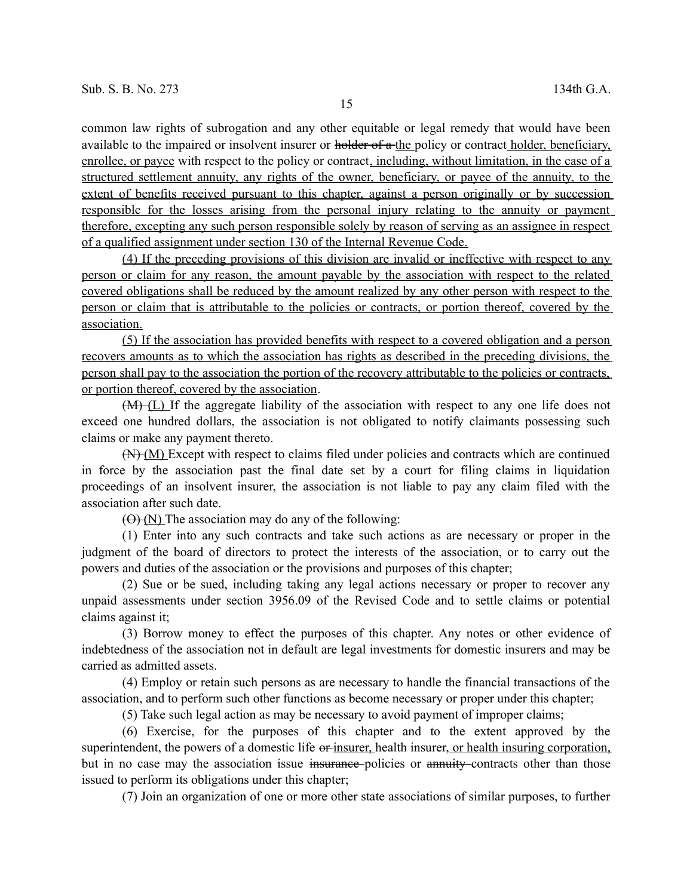common law rights of subrogation and any other equitable or legal remedy that would have been available to the impaired or insolvent insurer or ~~holder of a~~ the policy or contract holder, beneficiary, enrollee, or payee with respect to the policy or contract, including, without limitation, in the case of a structured settlement annuity, any rights of the owner, beneficiary, or payee of the annuity, to the extent of benefits received pursuant to this chapter, against a person originally or by succession responsible for the losses arising from the personal injury relating to the annuity or payment therefore, excepting any such person responsible solely by reason of serving as an assignee in respect of a qualified assignment under section 130 of the Internal Revenue Code.

(4) If the preceding provisions of this division are invalid or ineffective with respect to any person or claim for any reason, the amount payable by the association with respect to the related covered obligations shall be reduced by the amount realized by any other person with respect to the person or claim that is attributable to the policies or contracts, or portion thereof, covered by the association.

(5) If the association has provided benefits with respect to a covered obligation and a person recovers amounts as to which the association has rights as described in the preceding divisions, the person shall pay to the association the portion of the recovery attributable to the policies or contracts, or portion thereof, covered by the association.

~~(M)~~ (L) If the aggregate liability of the association with respect to any one life does not exceed one hundred dollars, the association is not obligated to notify claimants possessing such claims or make any payment thereto.

~~(N)~~ (M) Except with respect to claims filed under policies and contracts which are continued in force by the association past the final date set by a court for filing claims in liquidation proceedings of an insolvent insurer, the association is not liable to pay any claim filed with the association after such date.

~~(O)~~ (N) The association may do any of the following:

(1) Enter into any such contracts and take such actions as are necessary or proper in the judgment of the board of directors to protect the interests of the association, or to carry out the powers and duties of the association or the provisions and purposes of this chapter;

(2) Sue or be sued, including taking any legal actions necessary or proper to recover any unpaid assessments under section 3956.09 of the Revised Code and to settle claims or potential claims against it;

(3) Borrow money to effect the purposes of this chapter. Any notes or other evidence of indebtedness of the association not in default are legal investments for domestic insurers and may be carried as admitted assets.

(4) Employ or retain such persons as are necessary to handle the financial transactions of the association, and to perform such other functions as become necessary or proper under this chapter;

(5) Take such legal action as may be necessary to avoid payment of improper claims;

(6) Exercise, for the purposes of this chapter and to the extent approved by the superintendent, the powers of a domestic life ~~or~~ insurer, health insurer, or health insuring corporation, but in no case may the association issue ~~insurance~~ policies or ~~annuity~~ contracts other than those issued to perform its obligations under this chapter;

(7) Join an organization of one or more other state associations of similar purposes, to further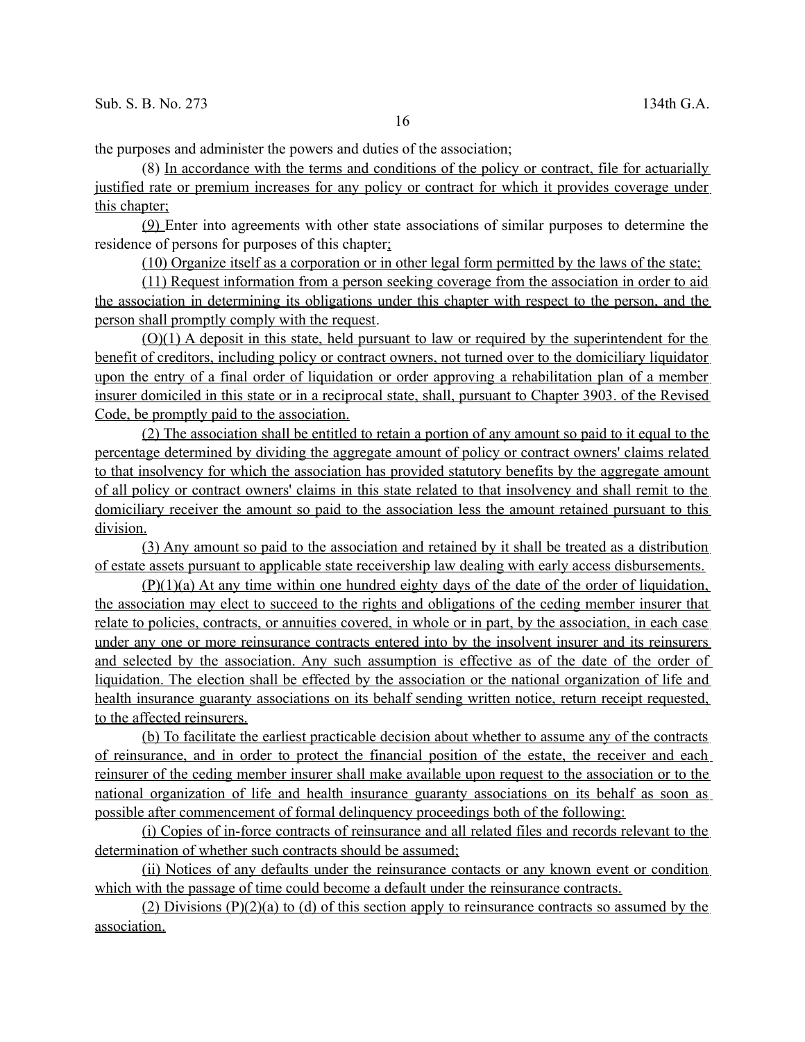the purposes and administer the powers and duties of the association;

(8) In accordance with the terms and conditions of the policy or contract, file for actuarially justified rate or premium increases for any policy or contract for which it provides coverage under this chapter;

(9) Enter into agreements with other state associations of similar purposes to determine the residence of persons for purposes of this chapter;

(10) Organize itself as a corporation or in other legal form permitted by the laws of the state;

(11) Request information from a person seeking coverage from the association in order to aid the association in determining its obligations under this chapter with respect to the person, and the person shall promptly comply with the request.

(O)(1) A deposit in this state, held pursuant to law or required by the superintendent for the benefit of creditors, including policy or contract owners, not turned over to the domiciliary liquidator upon the entry of a final order of liquidation or order approving a rehabilitation plan of a member insurer domiciled in this state or in a reciprocal state, shall, pursuant to Chapter 3903. of the Revised Code, be promptly paid to the association.

(2) The association shall be entitled to retain a portion of any amount so paid to it equal to the percentage determined by dividing the aggregate amount of policy or contract owners' claims related to that insolvency for which the association has provided statutory benefits by the aggregate amount of all policy or contract owners' claims in this state related to that insolvency and shall remit to the domiciliary receiver the amount so paid to the association less the amount retained pursuant to this division.

(3) Any amount so paid to the association and retained by it shall be treated as a distribution of estate assets pursuant to applicable state receivership law dealing with early access disbursements.

(P)(1)(a) At any time within one hundred eighty days of the date of the order of liquidation, the association may elect to succeed to the rights and obligations of the ceding member insurer that relate to policies, contracts, or annuities covered, in whole or in part, by the association, in each case under any one or more reinsurance contracts entered into by the insolvent insurer and its reinsurers and selected by the association. Any such assumption is effective as of the date of the order of liquidation. The election shall be effected by the association or the national organization of life and health insurance guaranty associations on its behalf sending written notice, return receipt requested, to the affected reinsurers.

(b) To facilitate the earliest practicable decision about whether to assume any of the contracts of reinsurance, and in order to protect the financial position of the estate, the receiver and each reinsurer of the ceding member insurer shall make available upon request to the association or to the national organization of life and health insurance guaranty associations on its behalf as soon as possible after commencement of formal delinquency proceedings both of the following:

(i) Copies of in-force contracts of reinsurance and all related files and records relevant to the determination of whether such contracts should be assumed;

(ii) Notices of any defaults under the reinsurance contacts or any known event or condition which with the passage of time could become a default under the reinsurance contracts.

(2) Divisions (P)(2)(a) to (d) of this section apply to reinsurance contracts so assumed by the association.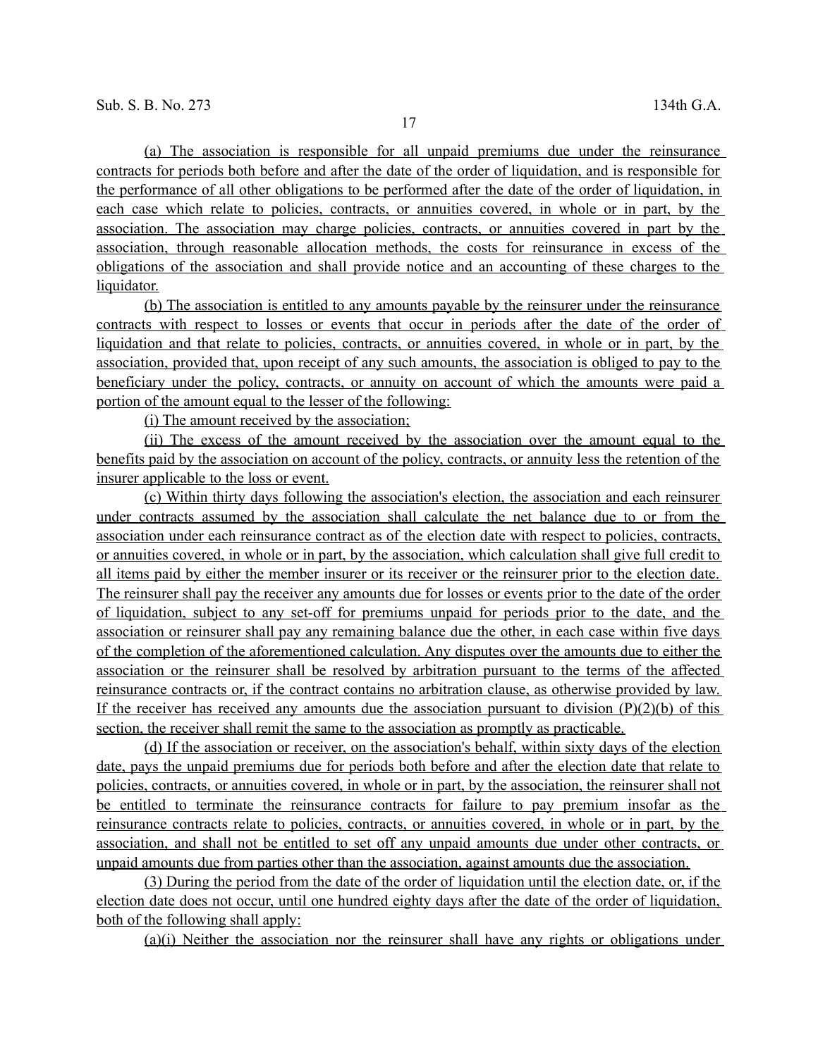(a) The association is responsible for all unpaid premiums due under the reinsurance contracts for periods both before and after the date of the order of liquidation, and is responsible for the performance of all other obligations to be performed after the date of the order of liquidation, in each case which relate to policies, contracts, or annuities covered, in whole or in part, by the association. The association may charge policies, contracts, or annuities covered in part by the association, through reasonable allocation methods, the costs for reinsurance in excess of the obligations of the association and shall provide notice and an accounting of these charges to the liquidator.

(b) The association is entitled to any amounts payable by the reinsurer under the reinsurance contracts with respect to losses or events that occur in periods after the date of the order of liquidation and that relate to policies, contracts, or annuities covered, in whole or in part, by the association, provided that, upon receipt of any such amounts, the association is obliged to pay to the beneficiary under the policy, contracts, or annuity on account of which the amounts were paid a portion of the amount equal to the lesser of the following:

(i) The amount received by the association;

(ii) The excess of the amount received by the association over the amount equal to the benefits paid by the association on account of the policy, contracts, or annuity less the retention of the insurer applicable to the loss or event.

(c) Within thirty days following the association's election, the association and each reinsurer under contracts assumed by the association shall calculate the net balance due to or from the association under each reinsurance contract as of the election date with respect to policies, contracts, or annuities covered, in whole or in part, by the association, which calculation shall give full credit to all items paid by either the member insurer or its receiver or the reinsurer prior to the election date. The reinsurer shall pay the receiver any amounts due for losses or events prior to the date of the order of liquidation, subject to any set-off for premiums unpaid for periods prior to the date, and the association or reinsurer shall pay any remaining balance due the other, in each case within five days of the completion of the aforementioned calculation. Any disputes over the amounts due to either the association or the reinsurer shall be resolved by arbitration pursuant to the terms of the affected reinsurance contracts or, if the contract contains no arbitration clause, as otherwise provided by law. If the receiver has received any amounts due the association pursuant to division (P)(2)(b) of this section, the receiver shall remit the same to the association as promptly as practicable.

(d) If the association or receiver, on the association's behalf, within sixty days of the election date, pays the unpaid premiums due for periods both before and after the election date that relate to policies, contracts, or annuities covered, in whole or in part, by the association, the reinsurer shall not be entitled to terminate the reinsurance contracts for failure to pay premium insofar as the reinsurance contracts relate to policies, contracts, or annuities covered, in whole or in part, by the association, and shall not be entitled to set off any unpaid amounts due under other contracts, or unpaid amounts due from parties other than the association, against amounts due the association.

(3) During the period from the date of the order of liquidation until the election date, or, if the election date does not occur, until one hundred eighty days after the date of the order of liquidation, both of the following shall apply:

(a)(i) Neither the association nor the reinsurer shall have any rights or obligations under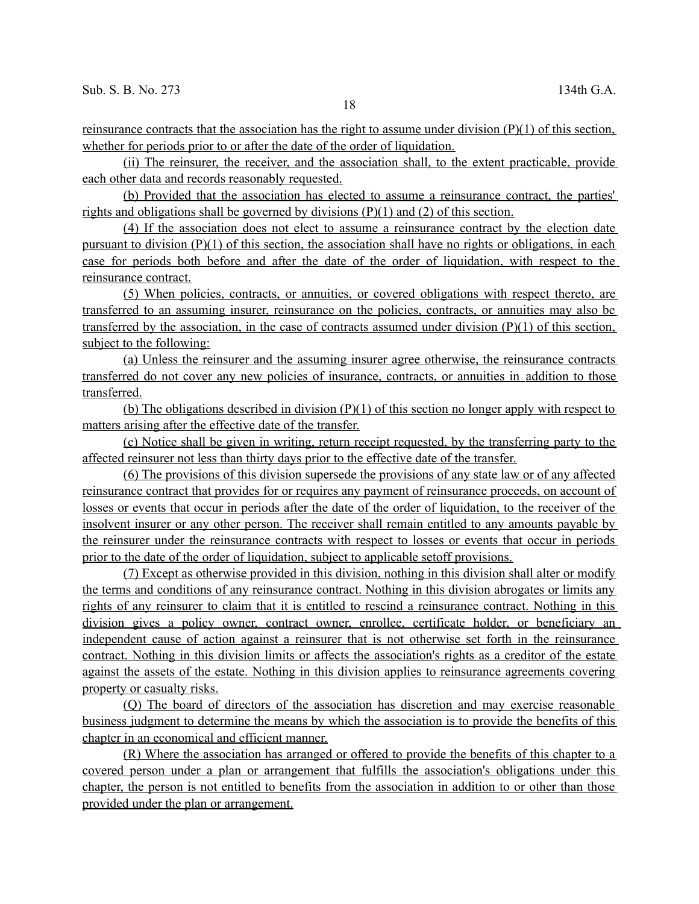reinsurance contracts that the association has the right to assume under division (P)(1) of this section, whether for periods prior to or after the date of the order of liquidation.

(ii) The reinsurer, the receiver, and the association shall, to the extent practicable, provide each other data and records reasonably requested.

(b) Provided that the association has elected to assume a reinsurance contract, the parties' rights and obligations shall be governed by divisions (P)(1) and (2) of this section.

(4) If the association does not elect to assume a reinsurance contract by the election date pursuant to division (P)(1) of this section, the association shall have no rights or obligations, in each case for periods both before and after the date of the order of liquidation, with respect to the reinsurance contract.

(5) When policies, contracts, or annuities, or covered obligations with respect thereto, are transferred to an assuming insurer, reinsurance on the policies, contracts, or annuities may also be transferred by the association, in the case of contracts assumed under division (P)(1) of this section, subject to the following:

(a) Unless the reinsurer and the assuming insurer agree otherwise, the reinsurance contracts transferred do not cover any new policies of insurance, contracts, or annuities in addition to those transferred.

(b) The obligations described in division (P)(1) of this section no longer apply with respect to matters arising after the effective date of the transfer.

(c) Notice shall be given in writing, return receipt requested, by the transferring party to the affected reinsurer not less than thirty days prior to the effective date of the transfer.

(6) The provisions of this division supersede the provisions of any state law or of any affected reinsurance contract that provides for or requires any payment of reinsurance proceeds, on account of losses or events that occur in periods after the date of the order of liquidation, to the receiver of the insolvent insurer or any other person. The receiver shall remain entitled to any amounts payable by the reinsurer under the reinsurance contracts with respect to losses or events that occur in periods prior to the date of the order of liquidation, subject to applicable setoff provisions.

(7) Except as otherwise provided in this division, nothing in this division shall alter or modify the terms and conditions of any reinsurance contract. Nothing in this division abrogates or limits any rights of any reinsurer to claim that it is entitled to rescind a reinsurance contract. Nothing in this division gives a policy owner, contract owner, enrollee, certificate holder, or beneficiary an independent cause of action against a reinsurer that is not otherwise set forth in the reinsurance contract. Nothing in this division limits or affects the association's rights as a creditor of the estate against the assets of the estate. Nothing in this division applies to reinsurance agreements covering property or casualty risks.

(Q) The board of directors of the association has discretion and may exercise reasonable business judgment to determine the means by which the association is to provide the benefits of this chapter in an economical and efficient manner.

(R) Where the association has arranged or offered to provide the benefits of this chapter to a covered person under a plan or arrangement that fulfills the association's obligations under this chapter, the person is not entitled to benefits from the association in addition to or other than those provided under the plan or arrangement.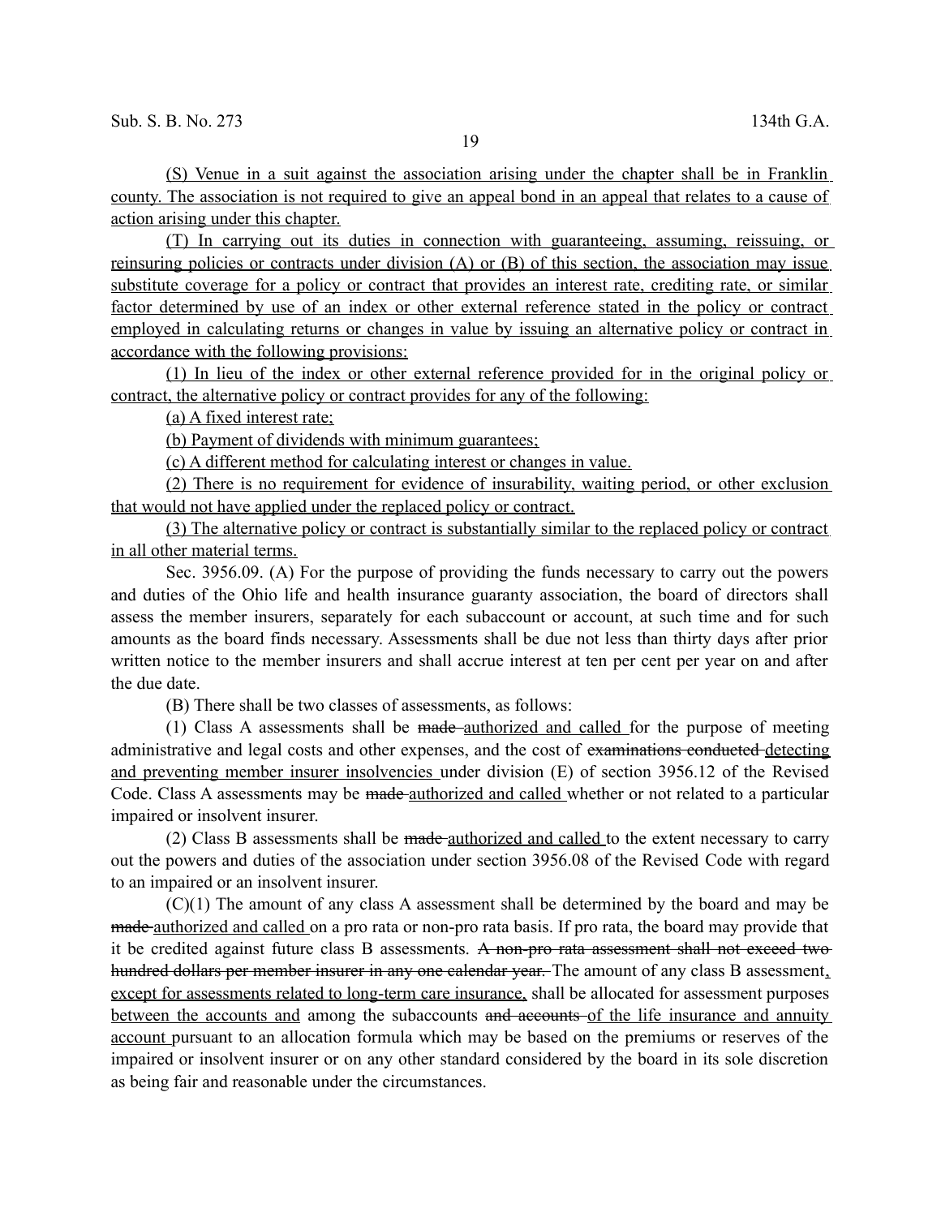(S) Venue in a suit against the association arising under the chapter shall be in Franklin county. The association is not required to give an appeal bond in an appeal that relates to a cause of action arising under this chapter.

(T) In carrying out its duties in connection with guaranteeing, assuming, reissuing, or reinsuring policies or contracts under division (A) or (B) of this section, the association may issue substitute coverage for a policy or contract that provides an interest rate, crediting rate, or similar factor determined by use of an index or other external reference stated in the policy or contract employed in calculating returns or changes in value by issuing an alternative policy or contract in accordance with the following provisions:

(1) In lieu of the index or other external reference provided for in the original policy or contract, the alternative policy or contract provides for any of the following:

(a) A fixed interest rate;

(b) Payment of dividends with minimum guarantees;

(c) A different method for calculating interest or changes in value.

(2) There is no requirement for evidence of insurability, waiting period, or other exclusion that would not have applied under the replaced policy or contract.

(3) The alternative policy or contract is substantially similar to the replaced policy or contract in all other material terms.

Sec. 3956.09. (A) For the purpose of providing the funds necessary to carry out the powers and duties of the Ohio life and health insurance guaranty association, the board of directors shall assess the member insurers, separately for each subaccount or account, at such time and for such amounts as the board finds necessary. Assessments shall be due not less than thirty days after prior written notice to the member insurers and shall accrue interest at ten per cent per year on and after the due date.

(B) There shall be two classes of assessments, as follows:

(1) Class A assessments shall be ~~made~~ authorized and called for the purpose of meeting administrative and legal costs and other expenses, and the cost of ~~examinations conducted~~ detecting and preventing member insurer insolvencies under division (E) of section 3956.12 of the Revised Code. Class A assessments may be ~~made~~ authorized and called whether or not related to a particular impaired or insolvent insurer.

(2) Class B assessments shall be ~~made~~ authorized and called to the extent necessary to carry out the powers and duties of the association under section 3956.08 of the Revised Code with regard to an impaired or an insolvent insurer.

(C)(1) The amount of any class A assessment shall be determined by the board and may be ~~made~~ authorized and called on a pro rata or non-pro rata basis. If pro rata, the board may provide that it be credited against future class B assessments. ~~A non-pro rata assessment shall not exceed two hundred dollars per member insurer in any one calendar year.~~ The amount of any class B assessment, except for assessments related to long-term care insurance, shall be allocated for assessment purposes between the accounts and among the subaccounts ~~and accounts~~ of the life insurance and annuity account pursuant to an allocation formula which may be based on the premiums or reserves of the impaired or insolvent insurer or on any other standard considered by the board in its sole discretion as being fair and reasonable under the circumstances.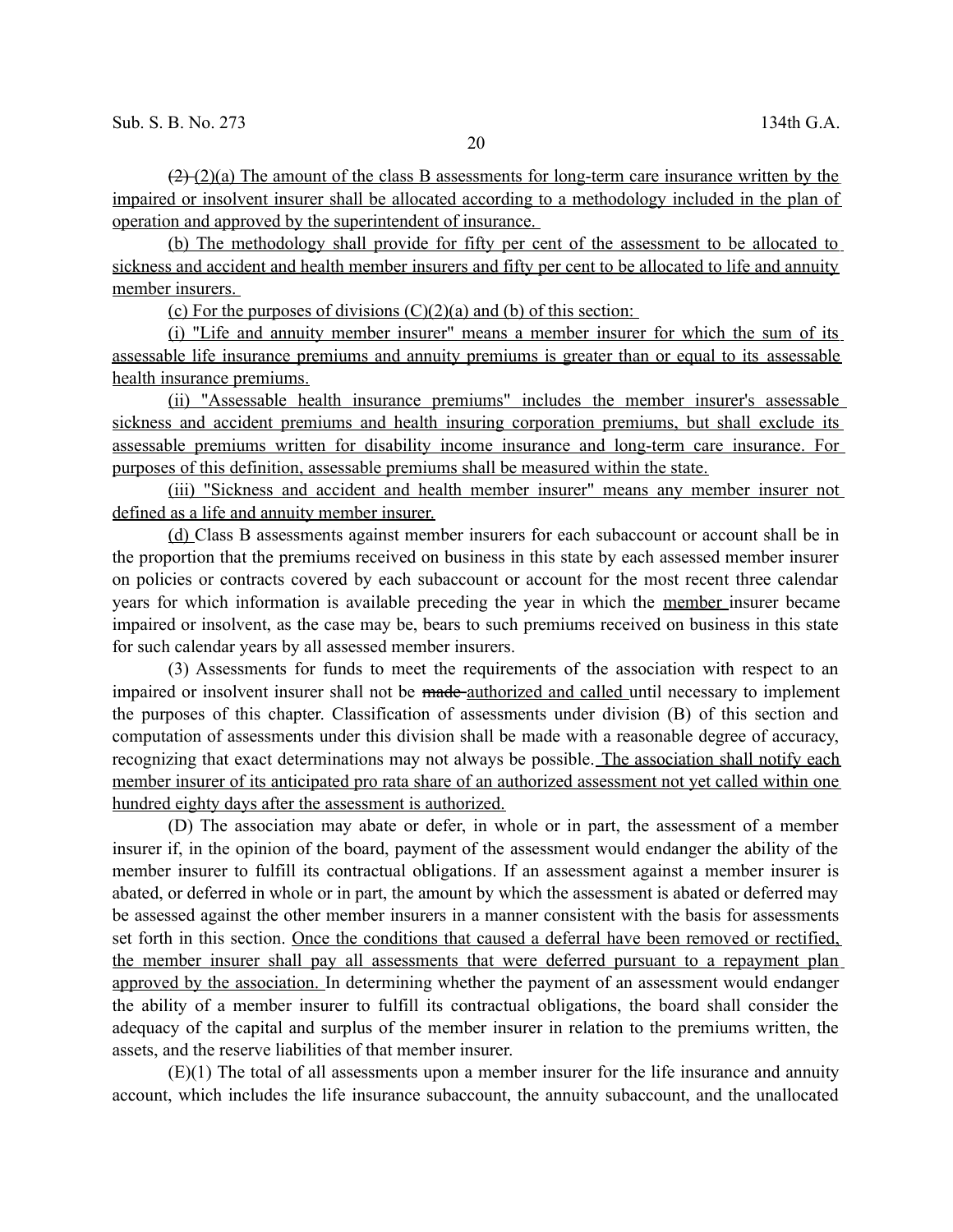~~(2)~~ (2)(a) The amount of the class B assessments for long-term care insurance written by the impaired or insolvent insurer shall be allocated according to a methodology included in the plan of operation and approved by the superintendent of insurance.

(b) The methodology shall provide for fifty per cent of the assessment to be allocated to sickness and accident and health member insurers and fifty per cent to be allocated to life and annuity member insurers.

(c) For the purposes of divisions (C)(2)(a) and (b) of this section:

(i) "Life and annuity member insurer" means a member insurer for which the sum of its assessable life insurance premiums and annuity premiums is greater than or equal to its assessable health insurance premiums.

(ii) "Assessable health insurance premiums" includes the member insurer's assessable sickness and accident premiums and health insuring corporation premiums, but shall exclude its assessable premiums written for disability income insurance and long-term care insurance. For purposes of this definition, assessable premiums shall be measured within the state.

(iii) "Sickness and accident and health member insurer" means any member insurer not defined as a life and annuity member insurer.

(d) Class B assessments against member insurers for each subaccount or account shall be in the proportion that the premiums received on business in this state by each assessed member insurer on policies or contracts covered by each subaccount or account for the most recent three calendar years for which information is available preceding the year in which the member insurer became impaired or insolvent, as the case may be, bears to such premiums received on business in this state for such calendar years by all assessed member insurers.

(3) Assessments for funds to meet the requirements of the association with respect to an impaired or insolvent insurer shall not be ~~made~~ authorized and called until necessary to implement the purposes of this chapter. Classification of assessments under division (B) of this section and computation of assessments under this division shall be made with a reasonable degree of accuracy, recognizing that exact determinations may not always be possible. The association shall notify each member insurer of its anticipated pro rata share of an authorized assessment not yet called within one hundred eighty days after the assessment is authorized.

(D) The association may abate or defer, in whole or in part, the assessment of a member insurer if, in the opinion of the board, payment of the assessment would endanger the ability of the member insurer to fulfill its contractual obligations. If an assessment against a member insurer is abated, or deferred in whole or in part, the amount by which the assessment is abated or deferred may be assessed against the other member insurers in a manner consistent with the basis for assessments set forth in this section. Once the conditions that caused a deferral have been removed or rectified, the member insurer shall pay all assessments that were deferred pursuant to a repayment plan approved by the association. In determining whether the payment of an assessment would endanger the ability of a member insurer to fulfill its contractual obligations, the board shall consider the adequacy of the capital and surplus of the member insurer in relation to the premiums written, the assets, and the reserve liabilities of that member insurer.

(E)(1) The total of all assessments upon a member insurer for the life insurance and annuity account, which includes the life insurance subaccount, the annuity subaccount, and the unallocated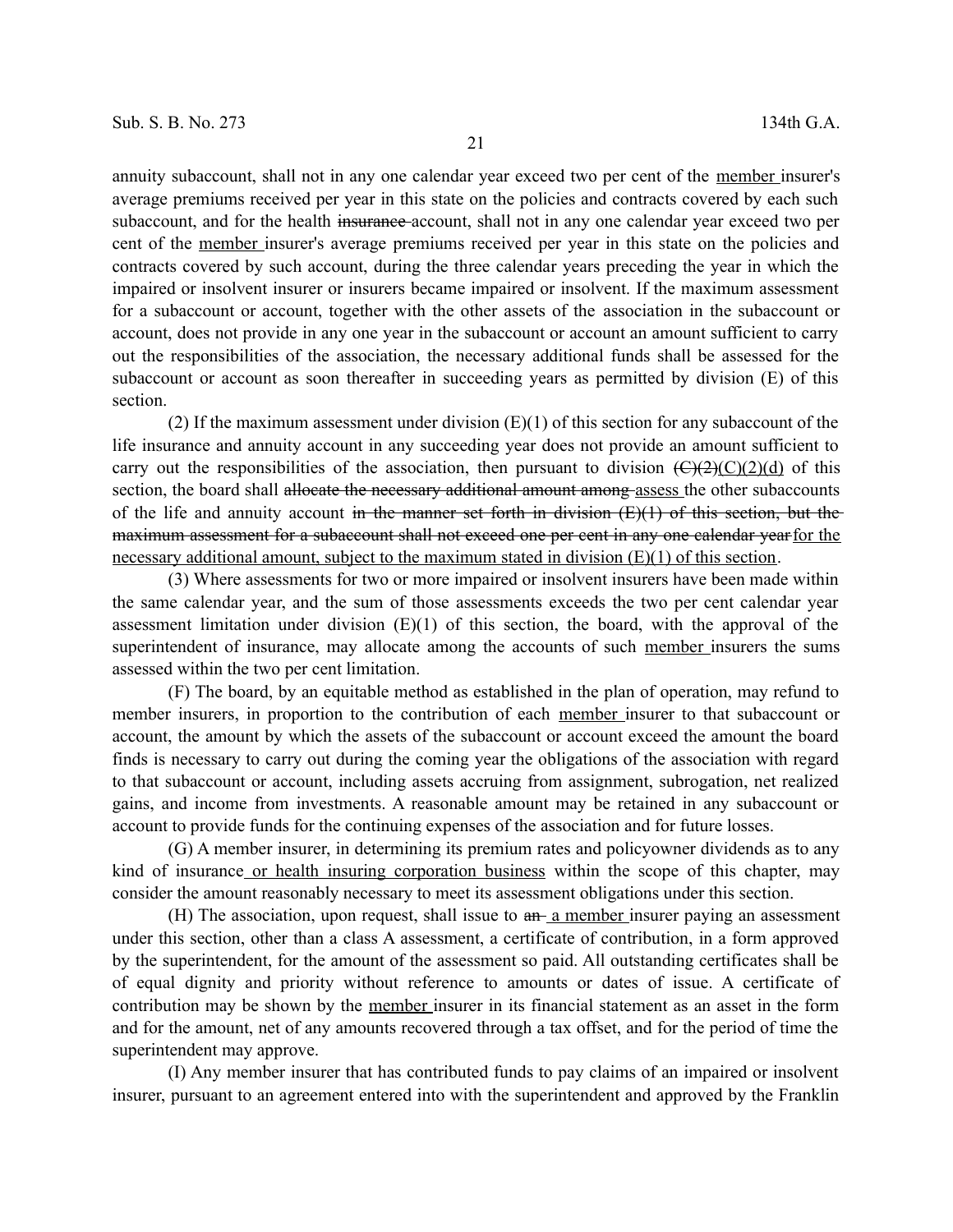annuity subaccount, shall not in any one calendar year exceed two per cent of the member insurer's average premiums received per year in this state on the policies and contracts covered by each such subaccount, and for the health ~~insurance~~ account, shall not in any one calendar year exceed two per cent of the member insurer's average premiums received per year in this state on the policies and contracts covered by such account, during the three calendar years preceding the year in which the impaired or insolvent insurer or insurers became impaired or insolvent. If the maximum assessment for a subaccount or account, together with the other assets of the association in the subaccount or account, does not provide in any one year in the subaccount or account an amount sufficient to carry out the responsibilities of the association, the necessary additional funds shall be assessed for the subaccount or account as soon thereafter in succeeding years as permitted by division (E) of this section.

(2) If the maximum assessment under division (E)(1) of this section for any subaccount of the life insurance and annuity account in any succeeding year does not provide an amount sufficient to carry out the responsibilities of the association, then pursuant to division ~~(C)(2)~~(C)(2)(d) of this section, the board shall ~~allocate the necessary additional amount among~~ assess the other subaccounts of the life and annuity account ~~in the manner set forth in division (E)(1) of this section, but the maximum assessment for a subaccount shall not exceed one per cent in any one calendar year~~ for the necessary additional amount, subject to the maximum stated in division (E)(1) of this section.

(3) Where assessments for two or more impaired or insolvent insurers have been made within the same calendar year, and the sum of those assessments exceeds the two per cent calendar year assessment limitation under division (E)(1) of this section, the board, with the approval of the superintendent of insurance, may allocate among the accounts of such member insurers the sums assessed within the two per cent limitation.

(F) The board, by an equitable method as established in the plan of operation, may refund to member insurers, in proportion to the contribution of each member insurer to that subaccount or account, the amount by which the assets of the subaccount or account exceed the amount the board finds is necessary to carry out during the coming year the obligations of the association with regard to that subaccount or account, including assets accruing from assignment, subrogation, net realized gains, and income from investments. A reasonable amount may be retained in any subaccount or account to provide funds for the continuing expenses of the association and for future losses.

(G) A member insurer, in determining its premium rates and policyowner dividends as to any kind of insurance or health insuring corporation business within the scope of this chapter, may consider the amount reasonably necessary to meet its assessment obligations under this section.

(H) The association, upon request, shall issue to ~~an~~ a member insurer paying an assessment under this section, other than a class A assessment, a certificate of contribution, in a form approved by the superintendent, for the amount of the assessment so paid. All outstanding certificates shall be of equal dignity and priority without reference to amounts or dates of issue. A certificate of contribution may be shown by the member insurer in its financial statement as an asset in the form and for the amount, net of any amounts recovered through a tax offset, and for the period of time the superintendent may approve.

(I) Any member insurer that has contributed funds to pay claims of an impaired or insolvent insurer, pursuant to an agreement entered into with the superintendent and approved by the Franklin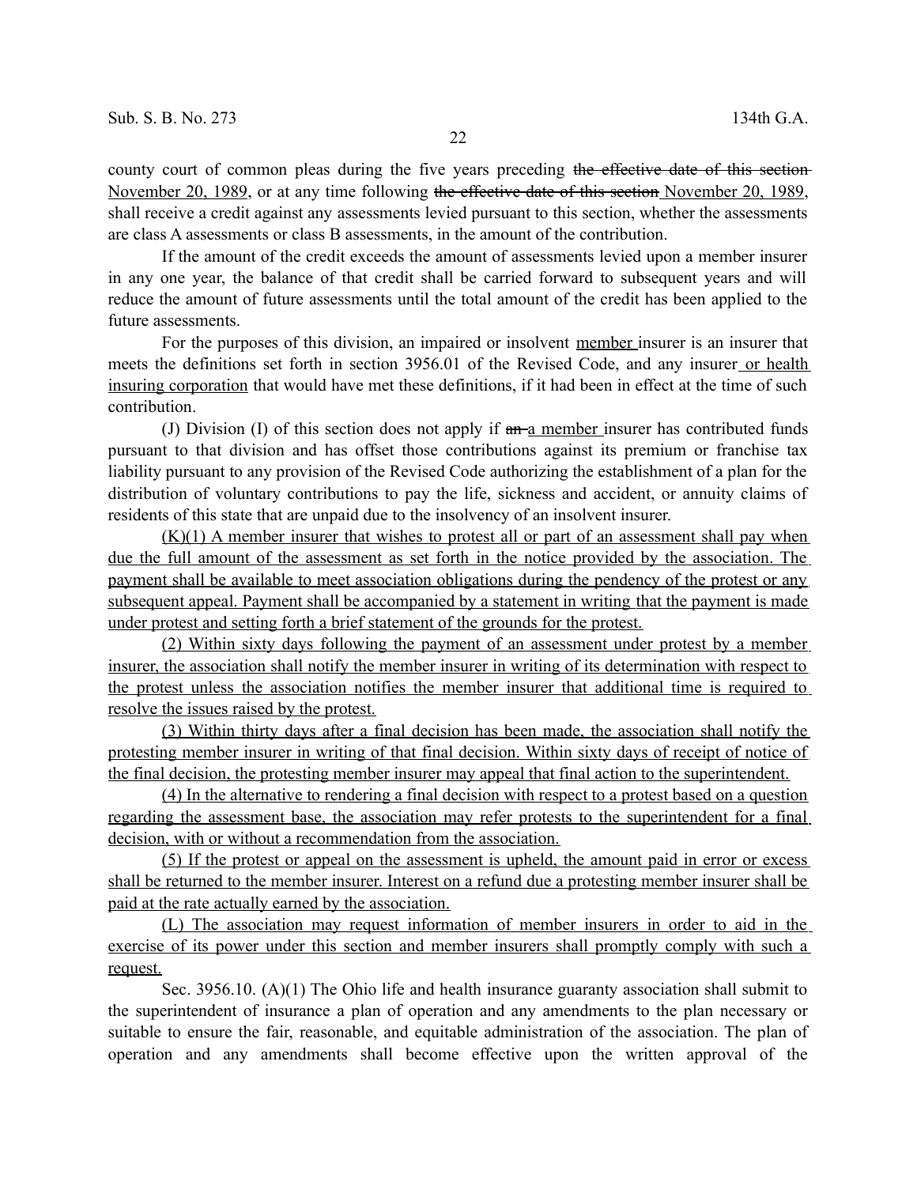county court of common pleas during the five years preceding ~~the effective date of this section~~ November 20, 1989, or at any time following ~~the effective date of this section~~ November 20, 1989, shall receive a credit against any assessments levied pursuant to this section, whether the assessments are class A assessments or class B assessments, in the amount of the contribution.

If the amount of the credit exceeds the amount of assessments levied upon a member insurer in any one year, the balance of that credit shall be carried forward to subsequent years and will reduce the amount of future assessments until the total amount of the credit has been applied to the future assessments.

For the purposes of this division, an impaired or insolvent member insurer is an insurer that meets the definitions set forth in section 3956.01 of the Revised Code, and any insurer or health insuring corporation that would have met these definitions, if it had been in effect at the time of such contribution.

(J) Division (I) of this section does not apply if ~~an~~ a member insurer has contributed funds pursuant to that division and has offset those contributions against its premium or franchise tax liability pursuant to any provision of the Revised Code authorizing the establishment of a plan for the distribution of voluntary contributions to pay the life, sickness and accident, or annuity claims of residents of this state that are unpaid due to the insolvency of an insolvent insurer.

(K)(1) A member insurer that wishes to protest all or part of an assessment shall pay when due the full amount of the assessment as set forth in the notice provided by the association. The payment shall be available to meet association obligations during the pendency of the protest or any subsequent appeal. Payment shall be accompanied by a statement in writing that the payment is made under protest and setting forth a brief statement of the grounds for the protest.

(2) Within sixty days following the payment of an assessment under protest by a member insurer, the association shall notify the member insurer in writing of its determination with respect to the protest unless the association notifies the member insurer that additional time is required to resolve the issues raised by the protest.

(3) Within thirty days after a final decision has been made, the association shall notify the protesting member insurer in writing of that final decision. Within sixty days of receipt of notice of the final decision, the protesting member insurer may appeal that final action to the superintendent.

(4) In the alternative to rendering a final decision with respect to a protest based on a question regarding the assessment base, the association may refer protests to the superintendent for a final decision, with or without a recommendation from the association.

(5) If the protest or appeal on the assessment is upheld, the amount paid in error or excess shall be returned to the member insurer. Interest on a refund due a protesting member insurer shall be paid at the rate actually earned by the association.

(L) The association may request information of member insurers in order to aid in the exercise of its power under this section and member insurers shall promptly comply with such a request.

Sec. 3956.10. (A)(1) The Ohio life and health insurance guaranty association shall submit to the superintendent of insurance a plan of operation and any amendments to the plan necessary or suitable to ensure the fair, reasonable, and equitable administration of the association. The plan of operation and any amendments shall become effective upon the written approval of the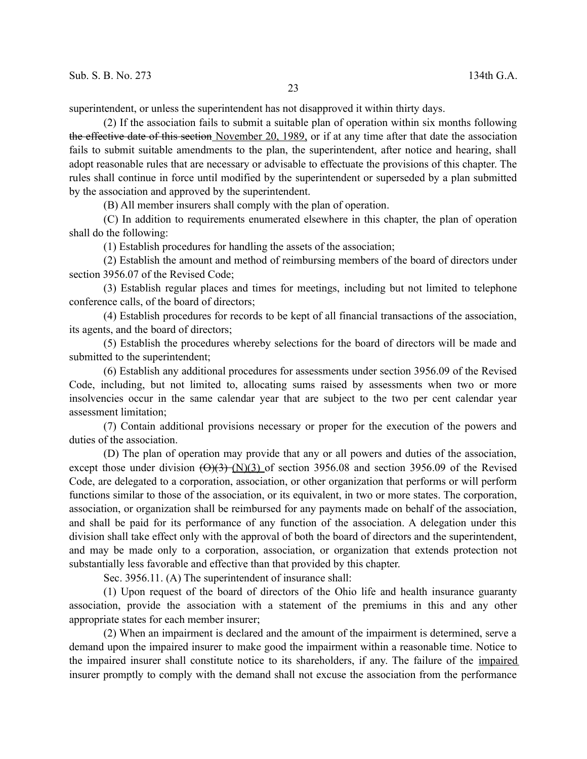superintendent, or unless the superintendent has not disapproved it within thirty days.

(2) If the association fails to submit a suitable plan of operation within six months following ~~the effective date of this section~~ November 20, 1989, or if at any time after that date the association fails to submit suitable amendments to the plan, the superintendent, after notice and hearing, shall adopt reasonable rules that are necessary or advisable to effectuate the provisions of this chapter. The rules shall continue in force until modified by the superintendent or superseded by a plan submitted by the association and approved by the superintendent.

(B) All member insurers shall comply with the plan of operation.

(C) In addition to requirements enumerated elsewhere in this chapter, the plan of operation shall do the following:

(1) Establish procedures for handling the assets of the association;

(2) Establish the amount and method of reimbursing members of the board of directors under section 3956.07 of the Revised Code;

(3) Establish regular places and times for meetings, including but not limited to telephone conference calls, of the board of directors;

(4) Establish procedures for records to be kept of all financial transactions of the association, its agents, and the board of directors;

(5) Establish the procedures whereby selections for the board of directors will be made and submitted to the superintendent;

(6) Establish any additional procedures for assessments under section 3956.09 of the Revised Code, including, but not limited to, allocating sums raised by assessments when two or more insolvencies occur in the same calendar year that are subject to the two per cent calendar year assessment limitation;

(7) Contain additional provisions necessary or proper for the execution of the powers and duties of the association.

(D) The plan of operation may provide that any or all powers and duties of the association, except those under division ~~(O)(3)~~ (N)(3) of section 3956.08 and section 3956.09 of the Revised Code, are delegated to a corporation, association, or other organization that performs or will perform functions similar to those of the association, or its equivalent, in two or more states. The corporation, association, or organization shall be reimbursed for any payments made on behalf of the association, and shall be paid for its performance of any function of the association. A delegation under this division shall take effect only with the approval of both the board of directors and the superintendent, and may be made only to a corporation, association, or organization that extends protection not substantially less favorable and effective than that provided by this chapter.

Sec. 3956.11. (A) The superintendent of insurance shall:

(1) Upon request of the board of directors of the Ohio life and health insurance guaranty association, provide the association with a statement of the premiums in this and any other appropriate states for each member insurer;

(2) When an impairment is declared and the amount of the impairment is determined, serve a demand upon the impaired insurer to make good the impairment within a reasonable time. Notice to the impaired insurer shall constitute notice to its shareholders, if any. The failure of the impaired insurer promptly to comply with the demand shall not excuse the association from the performance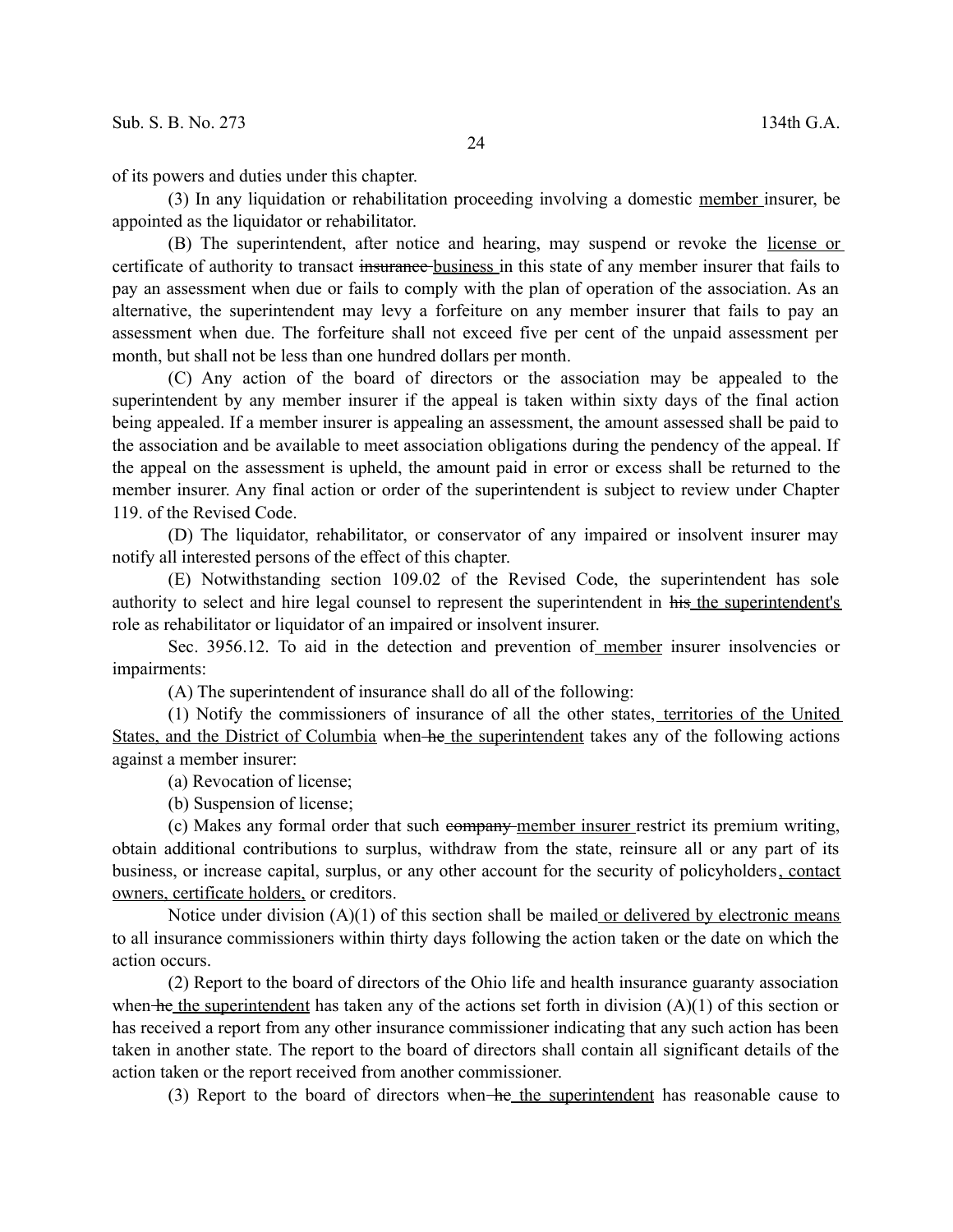of its powers and duties under this chapter.

(3) In any liquidation or rehabilitation proceeding involving a domestic member insurer, be appointed as the liquidator or rehabilitator.

(B) The superintendent, after notice and hearing, may suspend or revoke the license or certificate of authority to transact ~~insurance~~ business in this state of any member insurer that fails to pay an assessment when due or fails to comply with the plan of operation of the association. As an alternative, the superintendent may levy a forfeiture on any member insurer that fails to pay an assessment when due. The forfeiture shall not exceed five per cent of the unpaid assessment per month, but shall not be less than one hundred dollars per month.

(C) Any action of the board of directors or the association may be appealed to the superintendent by any member insurer if the appeal is taken within sixty days of the final action being appealed. If a member insurer is appealing an assessment, the amount assessed shall be paid to the association and be available to meet association obligations during the pendency of the appeal. If the appeal on the assessment is upheld, the amount paid in error or excess shall be returned to the member insurer. Any final action or order of the superintendent is subject to review under Chapter 119. of the Revised Code.

(D) The liquidator, rehabilitator, or conservator of any impaired or insolvent insurer may notify all interested persons of the effect of this chapter.

(E) Notwithstanding section 109.02 of the Revised Code, the superintendent has sole authority to select and hire legal counsel to represent the superintendent in ~~his~~ the superintendent's role as rehabilitator or liquidator of an impaired or insolvent insurer.

Sec. 3956.12. To aid in the detection and prevention of member insurer insolvencies or impairments:

(A) The superintendent of insurance shall do all of the following:

(1) Notify the commissioners of insurance of all the other states, territories of the United States, and the District of Columbia when ~~he~~ the superintendent takes any of the following actions against a member insurer:

(a) Revocation of license;

(b) Suspension of license;

(c) Makes any formal order that such ~~company~~ member insurer restrict its premium writing, obtain additional contributions to surplus, withdraw from the state, reinsure all or any part of its business, or increase capital, surplus, or any other account for the security of policyholders, contact owners, certificate holders, or creditors.

Notice under division (A)(1) of this section shall be mailed or delivered by electronic means to all insurance commissioners within thirty days following the action taken or the date on which the action occurs.

(2) Report to the board of directors of the Ohio life and health insurance guaranty association when ~~he~~ the superintendent has taken any of the actions set forth in division (A)(1) of this section or has received a report from any other insurance commissioner indicating that any such action has been taken in another state. The report to the board of directors shall contain all significant details of the action taken or the report received from another commissioner.

(3) Report to the board of directors when ~~he~~ the superintendent has reasonable cause to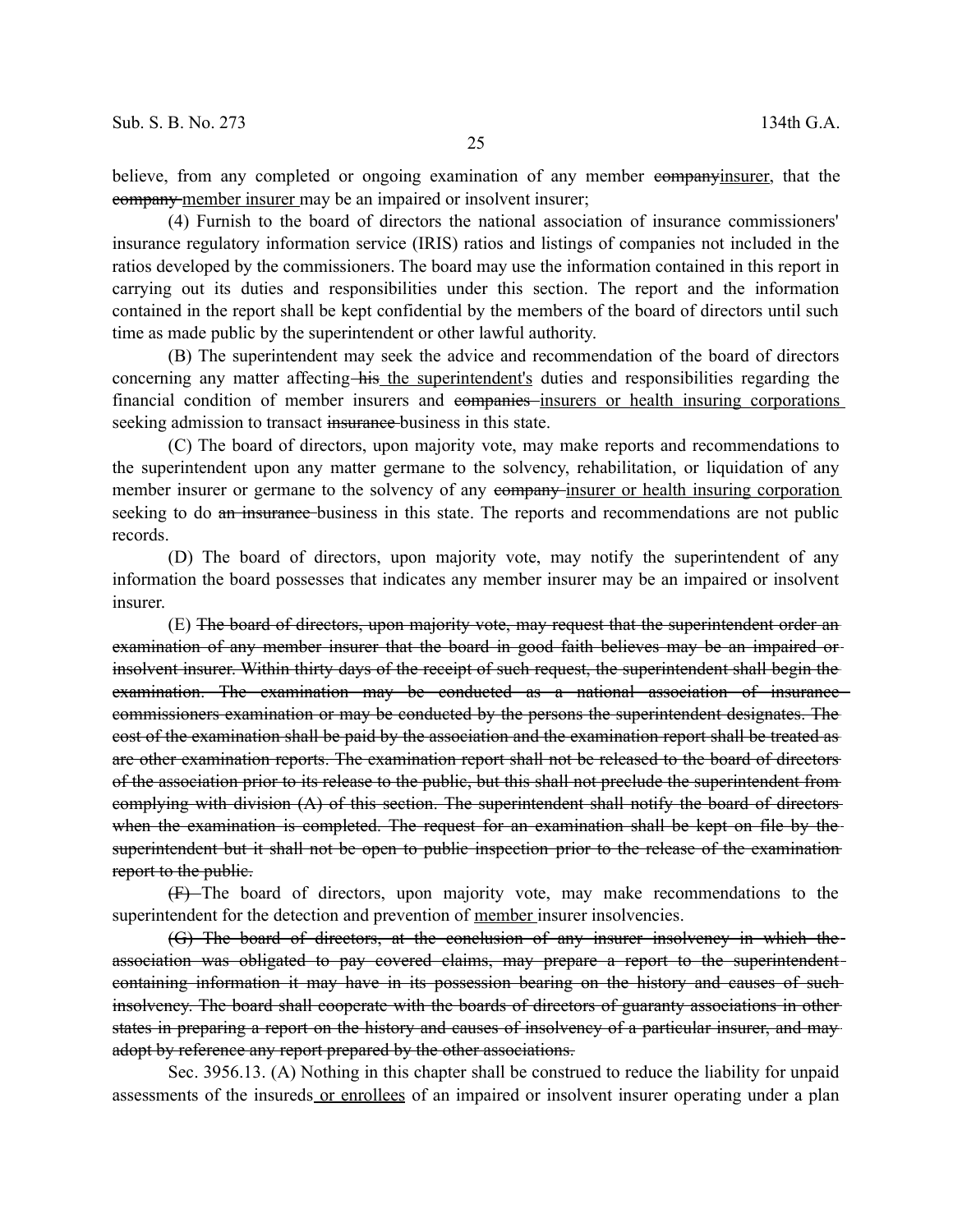believe, from any completed or ongoing examination of any member ~~company~~<u>insurer</u>, that the ~~company~~ <u>member insurer</u> may be an impaired or insolvent insurer;

(4) Furnish to the board of directors the national association of insurance commissioners' insurance regulatory information service (IRIS) ratios and listings of companies not included in the ratios developed by the commissioners. The board may use the information contained in this report in carrying out its duties and responsibilities under this section. The report and the information contained in the report shall be kept confidential by the members of the board of directors until such time as made public by the superintendent or other lawful authority.

(B) The superintendent may seek the advice and recommendation of the board of directors concerning any matter affecting ~~his~~ <u>the superintendent's</u> duties and responsibilities regarding the financial condition of member insurers and ~~companies~~ <u>insurers or health insuring corporations</u> seeking admission to transact ~~insurance~~ business in this state.

(C) The board of directors, upon majority vote, may make reports and recommendations to the superintendent upon any matter germane to the solvency, rehabilitation, or liquidation of any member insurer or germane to the solvency of any ~~company~~ <u>insurer or health insuring corporation</u> seeking to do ~~an insurance~~ business in this state. The reports and recommendations are not public records.

(D) The board of directors, upon majority vote, may notify the superintendent of any information the board possesses that indicates any member insurer may be an impaired or insolvent insurer.

(E) ~~The board of directors, upon majority vote, may request that the superintendent order an examination of any member insurer that the board in good faith believes may be an impaired or insolvent insurer. Within thirty days of the receipt of such request, the superintendent shall begin the examination. The examination may be conducted as a national association of insurance commissioners examination or may be conducted by the persons the superintendent designates. The cost of the examination shall be paid by the association and the examination report shall be treated as are other examination reports. The examination report shall not be released to the board of directors of the association prior to its release to the public, but this shall not preclude the superintendent from complying with division (A) of this section. The superintendent shall notify the board of directors when the examination is completed. The request for an examination shall be kept on file by the superintendent but it shall not be open to public inspection prior to the release of the examination report to the public.~~

~~(F)~~ The board of directors, upon majority vote, may make recommendations to the superintendent for the detection and prevention of <u>member</u> insurer insolvencies.

~~(G) The board of directors, at the conclusion of any insurer insolvency in which the association was obligated to pay covered claims, may prepare a report to the superintendent containing information it may have in its possession bearing on the history and causes of such insolvency. The board shall cooperate with the boards of directors of guaranty associations in other states in preparing a report on the history and causes of insolvency of a particular insurer, and may adopt by reference any report prepared by the other associations.~~

Sec. 3956.13. (A) Nothing in this chapter shall be construed to reduce the liability for unpaid assessments of the insureds <u>or enrollees</u> of an impaired or insolvent insurer operating under a plan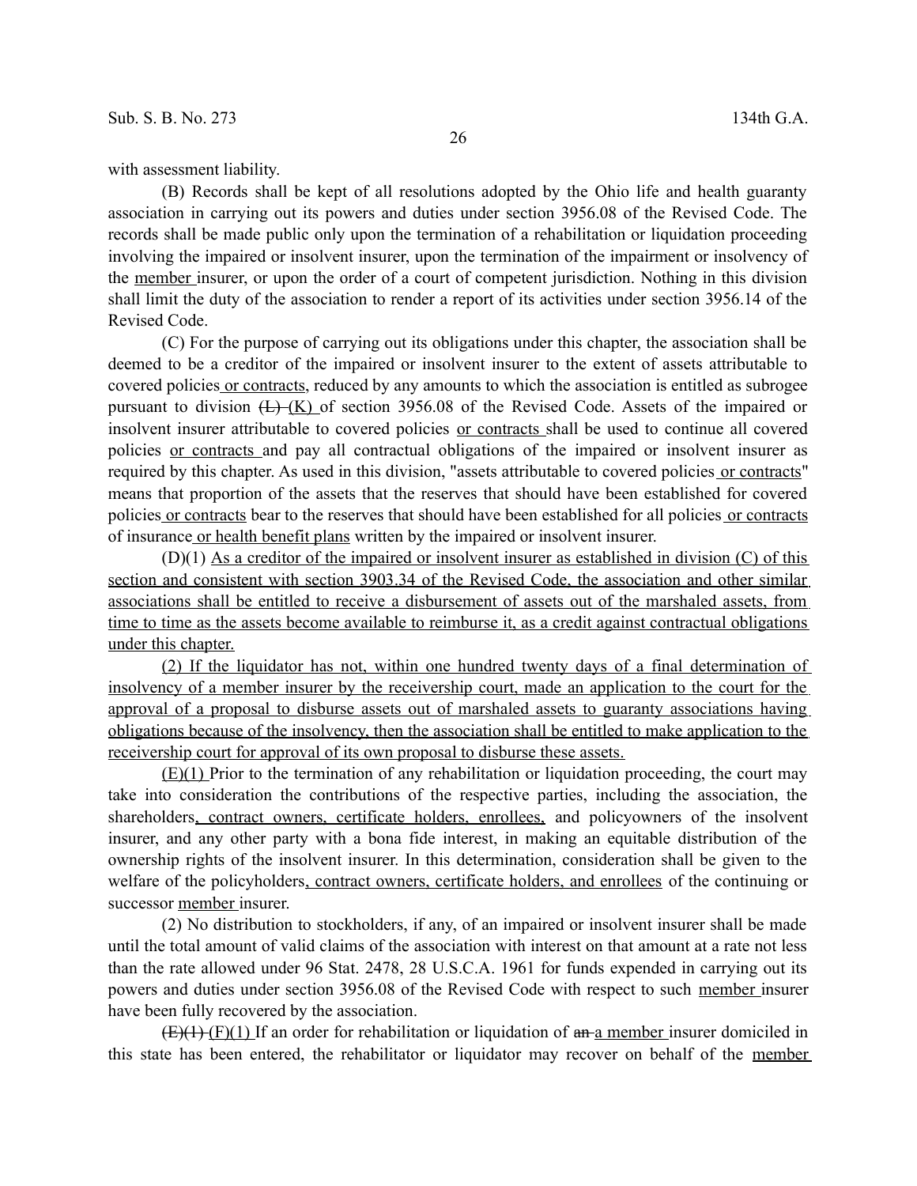with assessment liability.

(B) Records shall be kept of all resolutions adopted by the Ohio life and health guaranty association in carrying out its powers and duties under section 3956.08 of the Revised Code. The records shall be made public only upon the termination of a rehabilitation or liquidation proceeding involving the impaired or insolvent insurer, upon the termination of the impairment or insolvency of the member insurer, or upon the order of a court of competent jurisdiction. Nothing in this division shall limit the duty of the association to render a report of its activities under section 3956.14 of the Revised Code.

(C) For the purpose of carrying out its obligations under this chapter, the association shall be deemed to be a creditor of the impaired or insolvent insurer to the extent of assets attributable to covered policies or contracts, reduced by any amounts to which the association is entitled as subrogee pursuant to division ~~(L)~~ (K) of section 3956.08 of the Revised Code. Assets of the impaired or insolvent insurer attributable to covered policies or contracts shall be used to continue all covered policies or contracts and pay all contractual obligations of the impaired or insolvent insurer as required by this chapter. As used in this division, "assets attributable to covered policies or contracts" means that proportion of the assets that the reserves that should have been established for covered policies or contracts bear to the reserves that should have been established for all policies or contracts of insurance or health benefit plans written by the impaired or insolvent insurer.

(D)(1) As a creditor of the impaired or insolvent insurer as established in division (C) of this section and consistent with section 3903.34 of the Revised Code, the association and other similar associations shall be entitled to receive a disbursement of assets out of the marshaled assets, from time to time as the assets become available to reimburse it, as a credit against contractual obligations under this chapter.

(2) If the liquidator has not, within one hundred twenty days of a final determination of insolvency of a member insurer by the receivership court, made an application to the court for the approval of a proposal to disburse assets out of marshaled assets to guaranty associations having obligations because of the insolvency, then the association shall be entitled to make application to the receivership court for approval of its own proposal to disburse these assets.

(E)(1) Prior to the termination of any rehabilitation or liquidation proceeding, the court may take into consideration the contributions of the respective parties, including the association, the shareholders, contract owners, certificate holders, enrollees, and policyowners of the insolvent insurer, and any other party with a bona fide interest, in making an equitable distribution of the ownership rights of the insolvent insurer. In this determination, consideration shall be given to the welfare of the policyholders, contract owners, certificate holders, and enrollees of the continuing or successor member insurer.

(2) No distribution to stockholders, if any, of an impaired or insolvent insurer shall be made until the total amount of valid claims of the association with interest on that amount at a rate not less than the rate allowed under 96 Stat. 2478, 28 U.S.C.A. 1961 for funds expended in carrying out its powers and duties under section 3956.08 of the Revised Code with respect to such member insurer have been fully recovered by the association.

~~(E)(1)~~ (F)(1) If an order for rehabilitation or liquidation of ~~an~~ a member insurer domiciled in this state has been entered, the rehabilitator or liquidator may recover on behalf of the member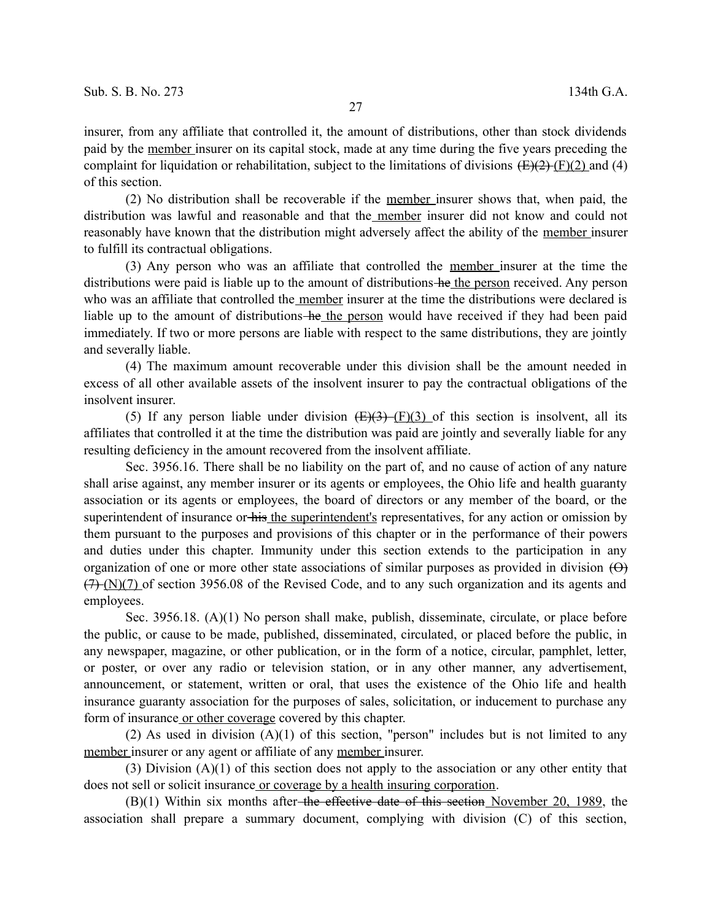insurer, from any affiliate that controlled it, the amount of distributions, other than stock dividends paid by the member insurer on its capital stock, made at any time during the five years preceding the complaint for liquidation or rehabilitation, subject to the limitations of divisions ~~(E)(2)~~ (F)(2) and (4) of this section.

(2) No distribution shall be recoverable if the member insurer shows that, when paid, the distribution was lawful and reasonable and that the member insurer did not know and could not reasonably have known that the distribution might adversely affect the ability of the member insurer to fulfill its contractual obligations.

(3) Any person who was an affiliate that controlled the member insurer at the time the distributions were paid is liable up to the amount of distributions ~~he~~ the person received. Any person who was an affiliate that controlled the member insurer at the time the distributions were declared is liable up to the amount of distributions ~~he~~ the person would have received if they had been paid immediately. If two or more persons are liable with respect to the same distributions, they are jointly and severally liable.

(4) The maximum amount recoverable under this division shall be the amount needed in excess of all other available assets of the insolvent insurer to pay the contractual obligations of the insolvent insurer.

(5) If any person liable under division ~~(E)(3)~~ (F)(3) of this section is insolvent, all its affiliates that controlled it at the time the distribution was paid are jointly and severally liable for any resulting deficiency in the amount recovered from the insolvent affiliate.

Sec. 3956.16. There shall be no liability on the part of, and no cause of action of any nature shall arise against, any member insurer or its agents or employees, the Ohio life and health guaranty association or its agents or employees, the board of directors or any member of the board, or the superintendent of insurance or ~~his~~ the superintendent's representatives, for any action or omission by them pursuant to the purposes and provisions of this chapter or in the performance of their powers and duties under this chapter. Immunity under this section extends to the participation in any organization of one or more other state associations of similar purposes as provided in division ~~(O)(7)~~ (N)(7) of section 3956.08 of the Revised Code, and to any such organization and its agents and employees.

Sec. 3956.18. (A)(1) No person shall make, publish, disseminate, circulate, or place before the public, or cause to be made, published, disseminated, circulated, or placed before the public, in any newspaper, magazine, or other publication, or in the form of a notice, circular, pamphlet, letter, or poster, or over any radio or television station, or in any other manner, any advertisement, announcement, or statement, written or oral, that uses the existence of the Ohio life and health insurance guaranty association for the purposes of sales, solicitation, or inducement to purchase any form of insurance or other coverage covered by this chapter.

(2) As used in division (A)(1) of this section, "person" includes but is not limited to any member insurer or any agent or affiliate of any member insurer.

(3) Division (A)(1) of this section does not apply to the association or any other entity that does not sell or solicit insurance or coverage by a health insuring corporation.

(B)(1) Within six months after ~~the effective date of this section~~ November 20, 1989, the association shall prepare a summary document, complying with division (C) of this section,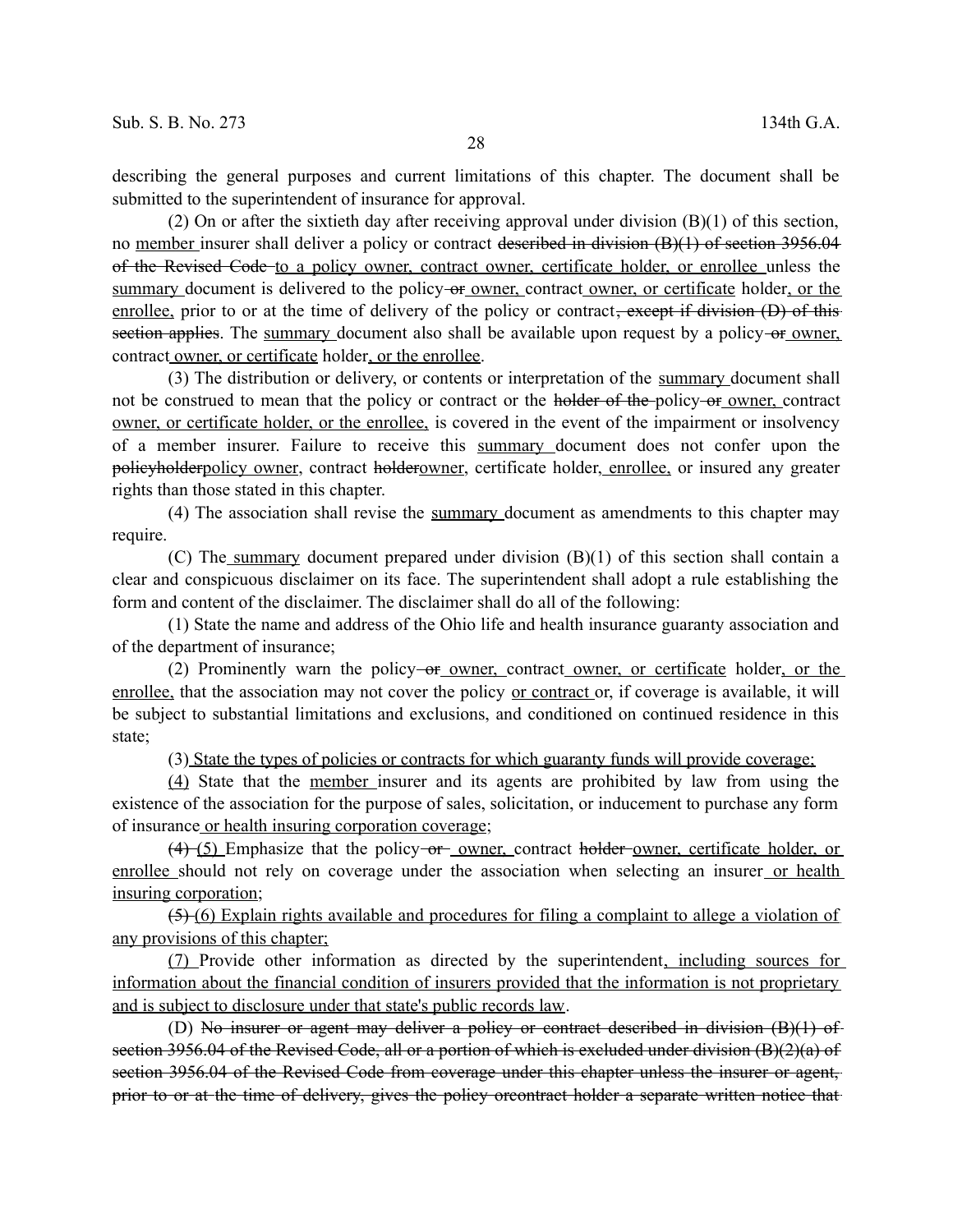describing the general purposes and current limitations of this chapter. The document shall be submitted to the superintendent of insurance for approval.

(2) On or after the sixtieth day after receiving approval under division (B)(1) of this section, no <u>member</u> insurer shall deliver a policy or contract ~~described in division (B)(1) of section 3956.04 of the Revised Code~~ <u>to a policy owner, contract owner, certificate holder, or enrollee</u> unless the <u>summary</u> document is delivered to the policy ~~or~~ <u>owner,</u> contract <u>owner, or certificate</u> holder<u>, or the enrollee,</u> prior to or at the time of delivery of the policy or contract~~, except if division (D) of this section applies~~. The <u>summary</u> document also shall be available upon request by a policy ~~or~~ <u>owner,</u> contract <u>owner, or certificate</u> holder<u>, or the enrollee</u>.

(3) The distribution or delivery, or contents or interpretation of the <u>summary</u> document shall not be construed to mean that the policy or contract or the ~~holder of the~~ policy ~~or~~ <u>owner,</u> contract <u>owner, or certificate holder, or the enrollee,</u> is covered in the event of the impairment or insolvency of a member insurer. Failure to receive this <u>summary</u> document does not confer upon the ~~policyholder~~<u>policy owner</u>, contract ~~holder~~<u>owner</u>, certificate holder<u>, enrollee,</u> or insured any greater rights than those stated in this chapter.

(4) The association shall revise the <u>summary</u> document as amendments to this chapter may require.

(C) The <u>summary</u> document prepared under division (B)(1) of this section shall contain a clear and conspicuous disclaimer on its face. The superintendent shall adopt a rule establishing the form and content of the disclaimer. The disclaimer shall do all of the following:

(1) State the name and address of the Ohio life and health insurance guaranty association and of the department of insurance;

(2) Prominently warn the policy ~~or~~ <u>owner,</u> contract <u>owner, or certificate</u> holder<u>, or the enrollee,</u> that the association may not cover the policy <u>or contract</u> or, if coverage is available, it will be subject to substantial limitations and exclusions, and conditioned on continued residence in this state;

(3) <u>State the types of policies or contracts for which guaranty funds will provide coverage;</u>

<u>(4)</u> State that the <u>member</u> insurer and its agents are prohibited by law from using the existence of the association for the purpose of sales, solicitation, or inducement to purchase any form of insurance <u>or health insuring corporation coverage</u>;

~~(4)~~ <u>(5)</u> Emphasize that the policy ~~or~~ <u>owner,</u> contract ~~holder~~ <u>owner, certificate holder, or enrollee</u> should not rely on coverage under the association when selecting an insurer <u>or health insuring corporation</u>;

~~(5)~~ <u>(6) Explain rights available and procedures for filing a complaint to allege a violation of any provisions of this chapter;</u>

<u>(7)</u> Provide other information as directed by the superintendent<u>, including sources for information about the financial condition of insurers provided that the information is not proprietary and is subject to disclosure under that state's public records law</u>.

(D) ~~No insurer or agent may deliver a policy or contract described in division (B)(1) of section 3956.04 of the Revised Code, all or a portion of which is excluded under division (B)(2)(a) of section 3956.04 of the Revised Code from coverage under this chapter unless the insurer or agent, prior to or at the time of delivery, gives the policy orcontract holder a separate written notice that~~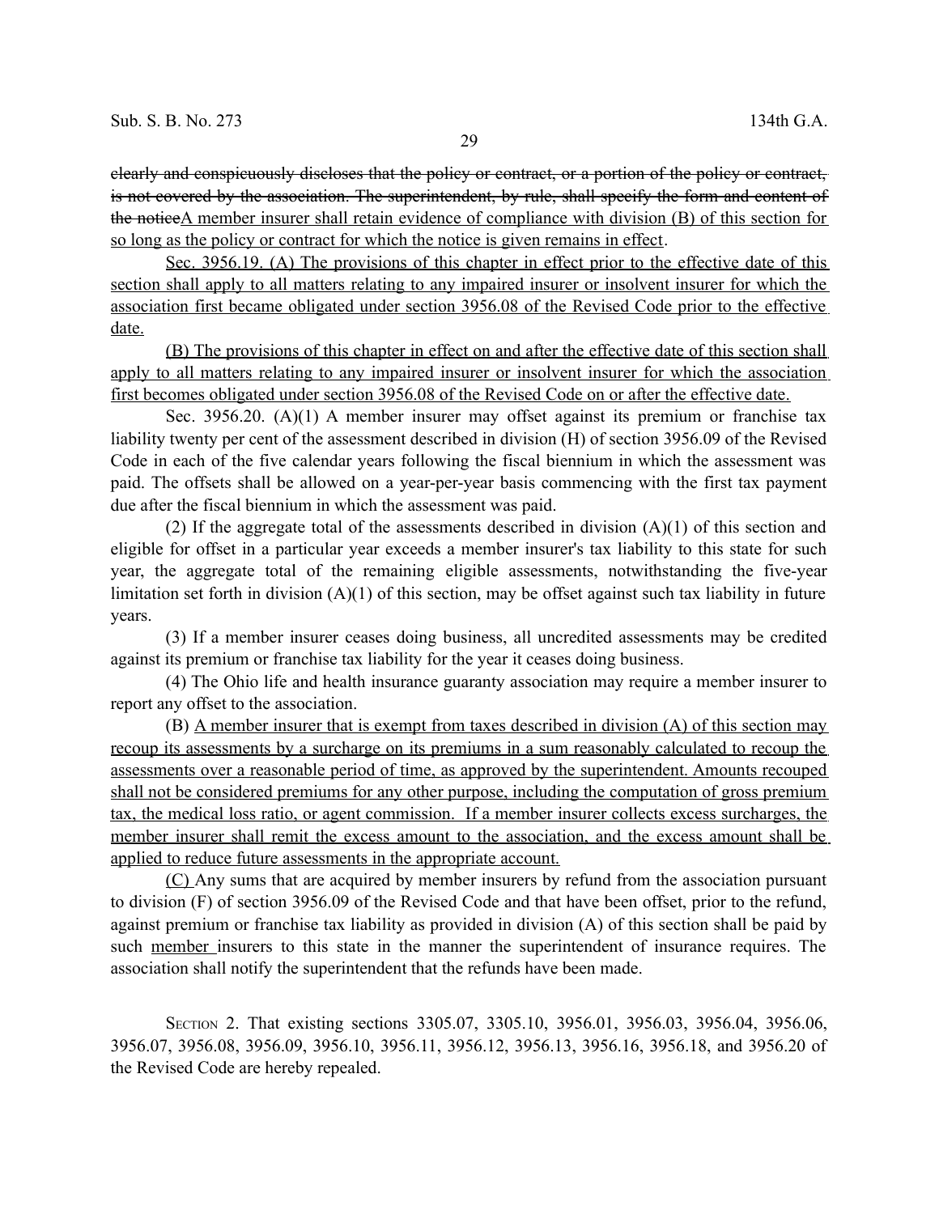~~clearly and conspicuously discloses that the policy or contract, or a portion of the policy or contract, is not covered by the association. The superintendent, by rule, shall specify the form and content of the notice~~<u>A member insurer shall retain evidence of compliance with division (B) of this section for so long as the policy or contract for which the notice is given remains in effect</u>.

<u>Sec. 3956.19. (A) The provisions of this chapter in effect prior to the effective date of this section shall apply to all matters relating to any impaired insurer or insolvent insurer for which the association first became obligated under section 3956.08 of the Revised Code prior to the effective date.</u>

<u>(B) The provisions of this chapter in effect on and after the effective date of this section shall apply to all matters relating to any impaired insurer or insolvent insurer for which the association first becomes obligated under section 3956.08 of the Revised Code on or after the effective date.</u>

Sec. 3956.20. (A)(1) A member insurer may offset against its premium or franchise tax liability twenty per cent of the assessment described in division (H) of section 3956.09 of the Revised Code in each of the five calendar years following the fiscal biennium in which the assessment was paid. The offsets shall be allowed on a year-per-year basis commencing with the first tax payment due after the fiscal biennium in which the assessment was paid.

(2) If the aggregate total of the assessments described in division (A)(1) of this section and eligible for offset in a particular year exceeds a member insurer's tax liability to this state for such year, the aggregate total of the remaining eligible assessments, notwithstanding the five-year limitation set forth in division (A)(1) of this section, may be offset against such tax liability in future years.

(3) If a member insurer ceases doing business, all uncredited assessments may be credited against its premium or franchise tax liability for the year it ceases doing business.

(4) The Ohio life and health insurance guaranty association may require a member insurer to report any offset to the association.

(B) <u>A member insurer that is exempt from taxes described in division (A) of this section may recoup its assessments by a surcharge on its premiums in a sum reasonably calculated to recoup the assessments over a reasonable period of time, as approved by the superintendent. Amounts recouped shall not be considered premiums for any other purpose, including the computation of gross premium tax, the medical loss ratio, or agent commission. If a member insurer collects excess surcharges, the member insurer shall remit the excess amount to the association, and the excess amount shall be applied to reduce future assessments in the appropriate account.</u>

<u>(C)</u> Any sums that are acquired by member insurers by refund from the association pursuant to division (F) of section 3956.09 of the Revised Code and that have been offset, prior to the refund, against premium or franchise tax liability as provided in division (A) of this section shall be paid by such <u>member</u> insurers to this state in the manner the superintendent of insurance requires. The association shall notify the superintendent that the refunds have been made.

SECTION 2. That existing sections 3305.07, 3305.10, 3956.01, 3956.03, 3956.04, 3956.06, 3956.07, 3956.08, 3956.09, 3956.10, 3956.11, 3956.12, 3956.13, 3956.16, 3956.18, and 3956.20 of the Revised Code are hereby repealed.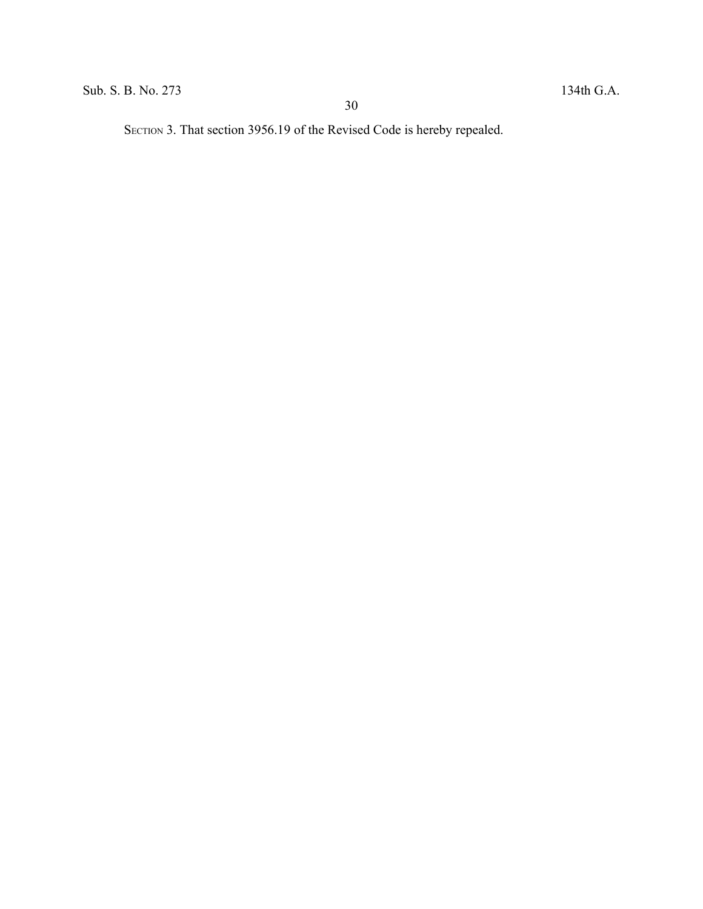SECTION 3. That section 3956.19 of the Revised Code is hereby repealed.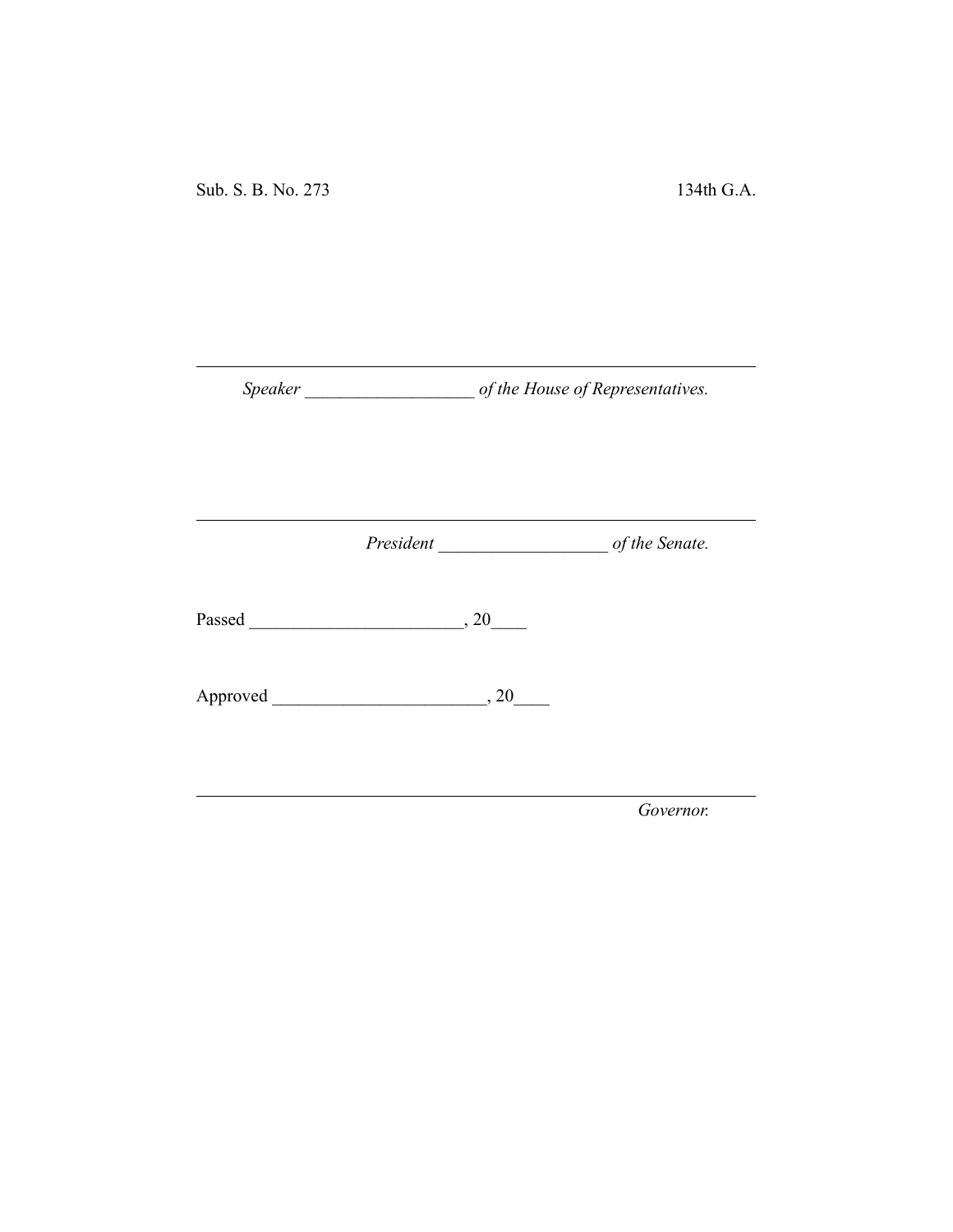Sub. S. B. No. 273 134th G.A.

---

*Speaker* ___________________ *of the House of Representatives.*

---

*President* ___________________ *of the Senate.*

Passed ________________________, 20____

Approved ________________________, 20____

---

*Governor.*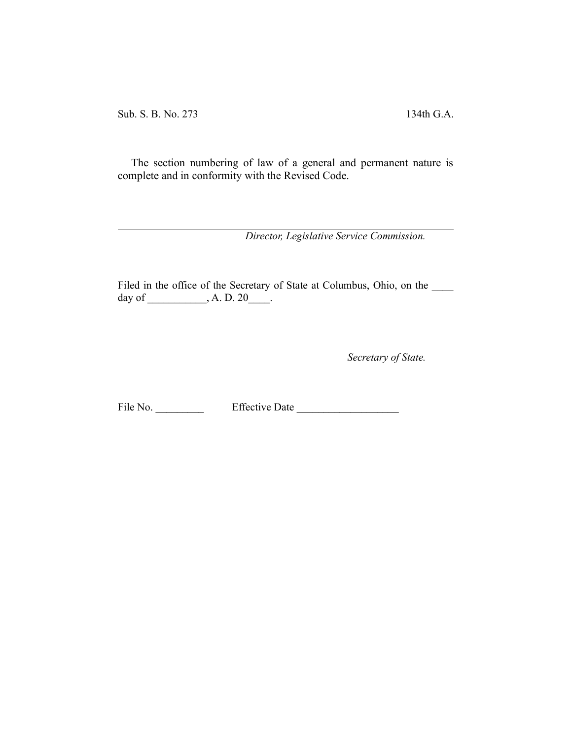Sub. S. B. No. 273 134th G.A.

The section numbering of law of a general and permanent nature is complete and in conformity with the Revised Code.

\_\_\_\_\_\_\_\_\_\_\_\_\_\_\_\_\_\_\_\_\_\_\_\_\_\_\_\_\_\_\_\_\_\_\_\_\_\_\_\_\_\_\_\_\_\_\_\_\_\_\_\_\_\_

*Director, Legislative Service Commission.*

Filed in the office of the Secretary of State at Columbus, Ohio, on the \_\_\_\_ day of \_\_\_\_\_\_\_\_\_\_\_, A. D. 20\_\_\_\_.

\_\_\_\_\_\_\_\_\_\_\_\_\_\_\_\_\_\_\_\_\_\_\_\_\_\_\_\_\_\_\_\_\_\_\_\_\_\_\_\_\_\_\_\_\_\_\_\_\_\_\_\_\_\_

*Secretary of State.*

File No. \_\_\_\_\_\_\_\_\_ Effective Date \_\_\_\_\_\_\_\_\_\_\_\_\_\_\_\_\_\_\_